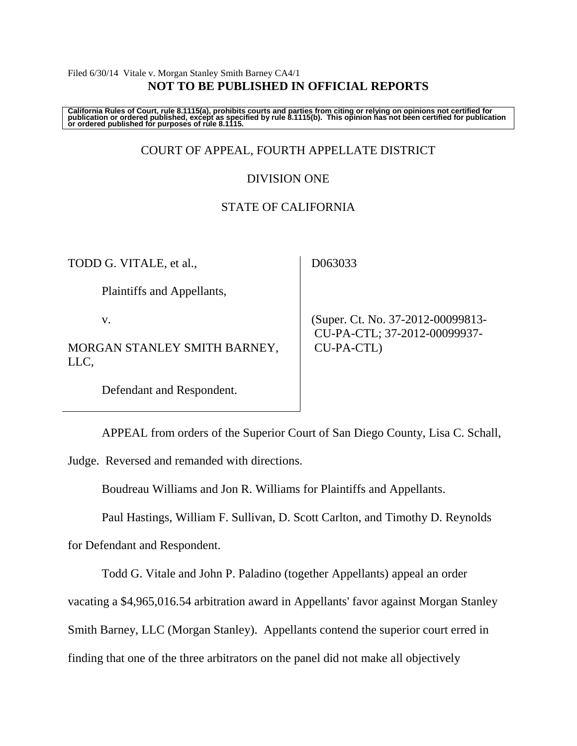Filed 6/30/14 Vitale v. Morgan Stanley Smith Barney CA4/1

**NOT TO BE PUBLISHED IN OFFICIAL REPORTS**

**California Rules of Court, rule 8.1115(a), prohibits courts and parties from citing or relying on opinions not certified for publication or ordered published, except as specified by rule 8.1115(b). This opinion has not been certified for publication or ordered published for purposes of rule 8.1115.**

COURT OF APPEAL, FOURTH APPELLATE DISTRICT

DIVISION ONE

STATE OF CALIFORNIA

| | |
|---|---|
| TODD G. VITALE, et al.,<br><br>Plaintiffs and Appellants,<br><br>v.<br><br>MORGAN STANLEY SMITH BARNEY, LLC,<br><br>Defendant and Respondent. | D063033<br><br>(Super. Ct. No. 37-2012-00099813-CU-PA-CTL; 37-2012-00099937-CU-PA-CTL) |

APPEAL from orders of the Superior Court of San Diego County, Lisa C. Schall, Judge. Reversed and remanded with directions.

Boudreau Williams and Jon R. Williams for Plaintiffs and Appellants.

Paul Hastings, William F. Sullivan, D. Scott Carlton, and Timothy D. Reynolds for Defendant and Respondent.

Todd G. Vitale and John P. Paladino (together Appellants) appeal an order vacating a $4,965,016.54 arbitration award in Appellants' favor against Morgan Stanley Smith Barney, LLC (Morgan Stanley). Appellants contend the superior court erred in finding that one of the three arbitrators on the panel did not make all objectively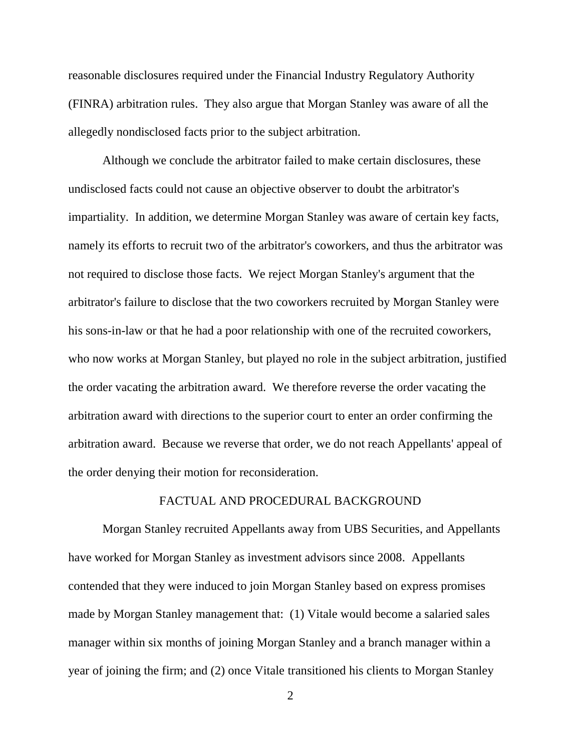reasonable disclosures required under the Financial Industry Regulatory Authority (FINRA) arbitration rules. They also argue that Morgan Stanley was aware of all the allegedly nondisclosed facts prior to the subject arbitration.

Although we conclude the arbitrator failed to make certain disclosures, these undisclosed facts could not cause an objective observer to doubt the arbitrator's impartiality. In addition, we determine Morgan Stanley was aware of certain key facts, namely its efforts to recruit two of the arbitrator's coworkers, and thus the arbitrator was not required to disclose those facts. We reject Morgan Stanley's argument that the arbitrator's failure to disclose that the two coworkers recruited by Morgan Stanley were his sons-in-law or that he had a poor relationship with one of the recruited coworkers, who now works at Morgan Stanley, but played no role in the subject arbitration, justified the order vacating the arbitration award. We therefore reverse the order vacating the arbitration award with directions to the superior court to enter an order confirming the arbitration award. Because we reverse that order, we do not reach Appellants' appeal of the order denying their motion for reconsideration.

## FACTUAL AND PROCEDURAL BACKGROUND

Morgan Stanley recruited Appellants away from UBS Securities, and Appellants have worked for Morgan Stanley as investment advisors since 2008. Appellants contended that they were induced to join Morgan Stanley based on express promises made by Morgan Stanley management that: (1) Vitale would become a salaried sales manager within six months of joining Morgan Stanley and a branch manager within a year of joining the firm; and (2) once Vitale transitioned his clients to Morgan Stanley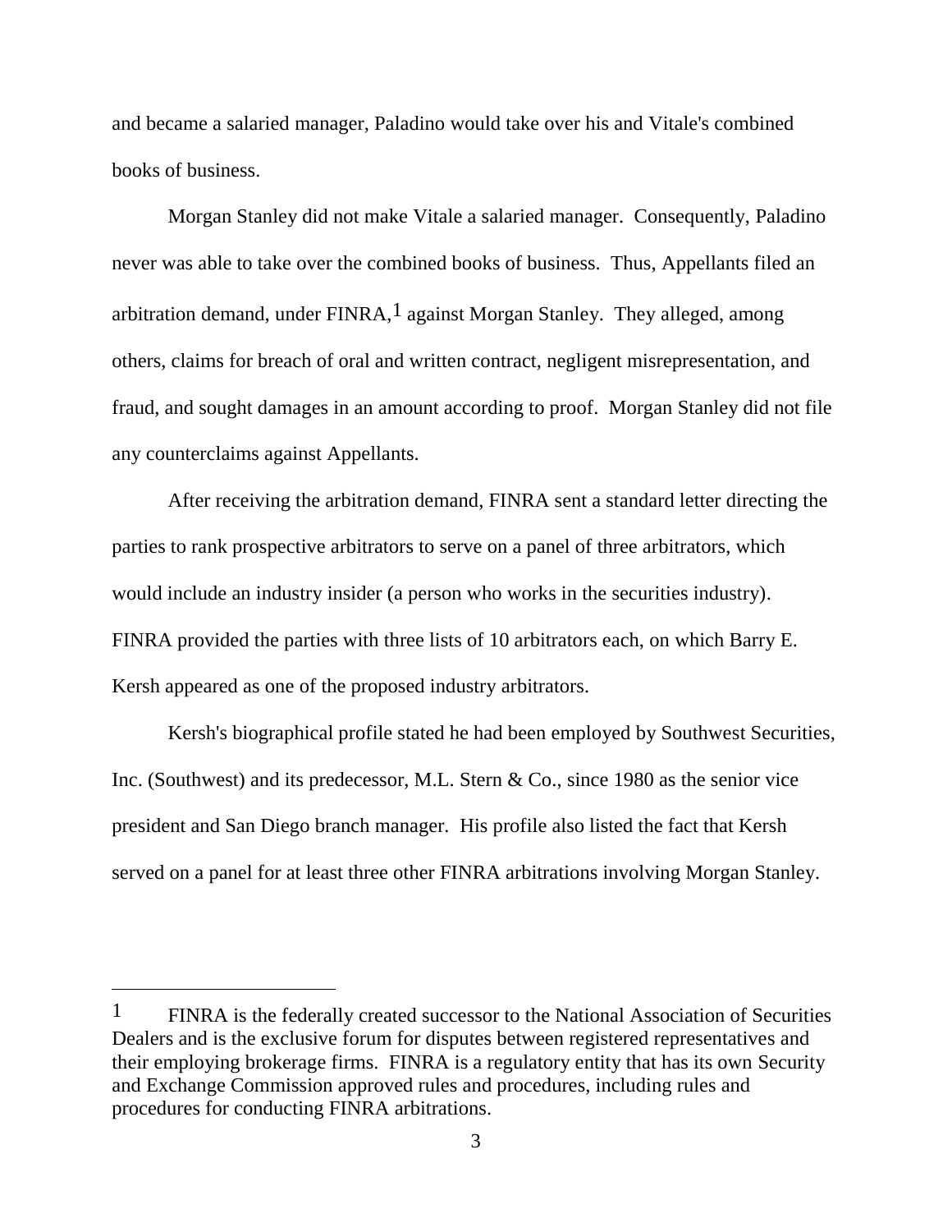and became a salaried manager, Paladino would take over his and Vitale's combined books of business.

Morgan Stanley did not make Vitale a salaried manager. Consequently, Paladino never was able to take over the combined books of business. Thus, Appellants filed an arbitration demand, under FINRA,[1] against Morgan Stanley. They alleged, among others, claims for breach of oral and written contract, negligent misrepresentation, and fraud, and sought damages in an amount according to proof. Morgan Stanley did not file any counterclaims against Appellants.

After receiving the arbitration demand, FINRA sent a standard letter directing the parties to rank prospective arbitrators to serve on a panel of three arbitrators, which would include an industry insider (a person who works in the securities industry). FINRA provided the parties with three lists of 10 arbitrators each, on which Barry E. Kersh appeared as one of the proposed industry arbitrators.

Kersh's biographical profile stated he had been employed by Southwest Securities, Inc. (Southwest) and its predecessor, M.L. Stern & Co., since 1980 as the senior vice president and San Diego branch manager. His profile also listed the fact that Kersh served on a panel for at least three other FINRA arbitrations involving Morgan Stanley.

---

[1] FINRA is the federally created successor to the National Association of Securities Dealers and is the exclusive forum for disputes between registered representatives and their employing brokerage firms. FINRA is a regulatory entity that has its own Security and Exchange Commission approved rules and procedures, including rules and procedures for conducting FINRA arbitrations.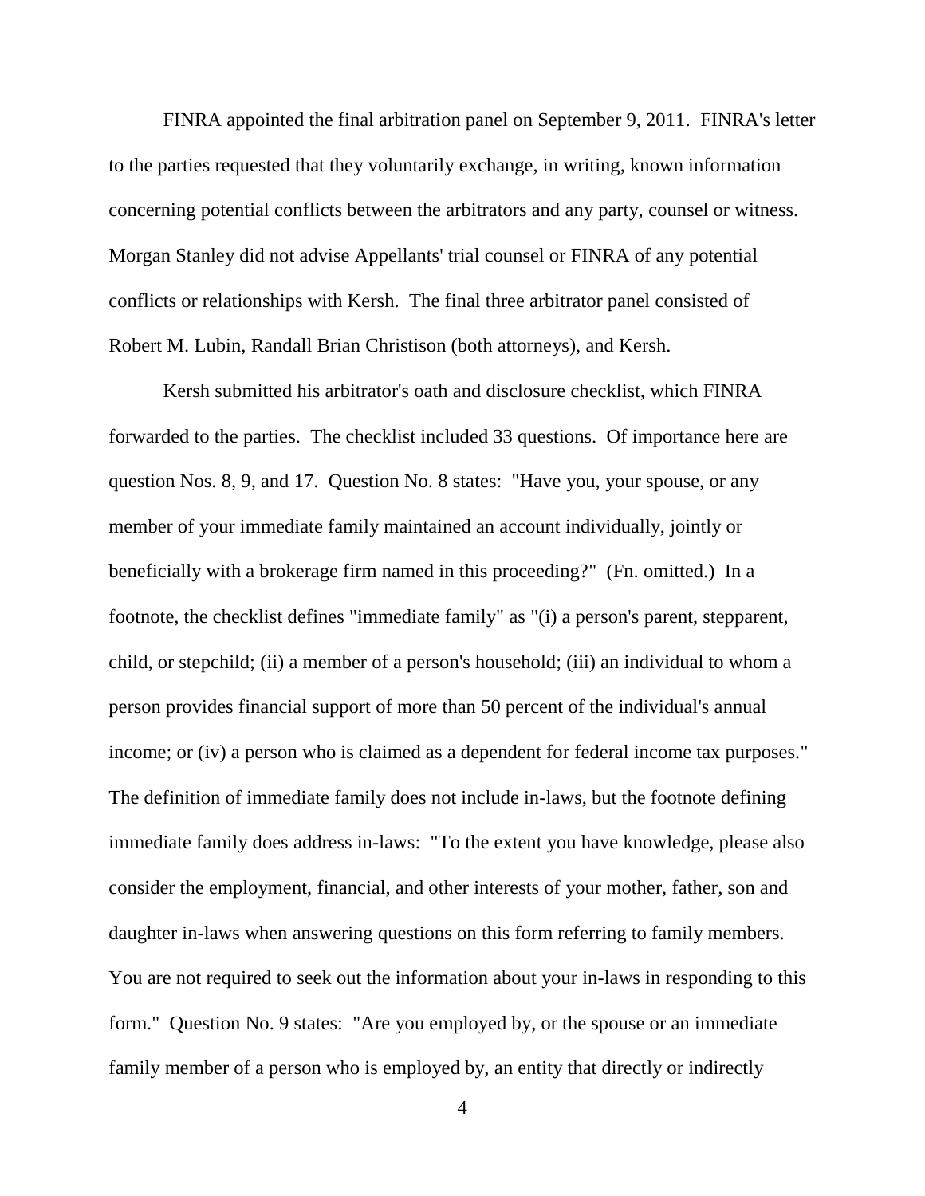FINRA appointed the final arbitration panel on September 9, 2011. FINRA's letter to the parties requested that they voluntarily exchange, in writing, known information concerning potential conflicts between the arbitrators and any party, counsel or witness. Morgan Stanley did not advise Appellants' trial counsel or FINRA of any potential conflicts or relationships with Kersh. The final three arbitrator panel consisted of Robert M. Lubin, Randall Brian Christison (both attorneys), and Kersh.

Kersh submitted his arbitrator's oath and disclosure checklist, which FINRA forwarded to the parties. The checklist included 33 questions. Of importance here are question Nos. 8, 9, and 17. Question No. 8 states: "Have you, your spouse, or any member of your immediate family maintained an account individually, jointly or beneficially with a brokerage firm named in this proceeding?" (Fn. omitted.) In a footnote, the checklist defines "immediate family" as "(i) a person's parent, stepparent, child, or stepchild; (ii) a member of a person's household; (iii) an individual to whom a person provides financial support of more than 50 percent of the individual's annual income; or (iv) a person who is claimed as a dependent for federal income tax purposes." The definition of immediate family does not include in-laws, but the footnote defining immediate family does address in-laws: "To the extent you have knowledge, please also consider the employment, financial, and other interests of your mother, father, son and daughter in-laws when answering questions on this form referring to family members. You are not required to seek out the information about your in-laws in responding to this form." Question No. 9 states: "Are you employed by, or the spouse or an immediate family member of a person who is employed by, an entity that directly or indirectly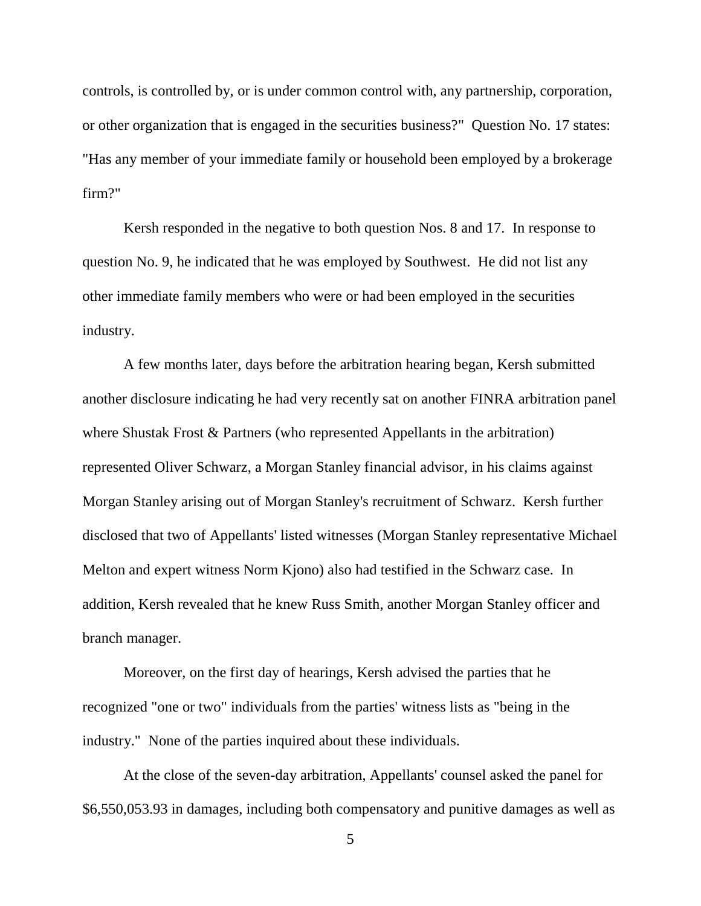controls, is controlled by, or is under common control with, any partnership, corporation, or other organization that is engaged in the securities business?" Question No. 17 states: "Has any member of your immediate family or household been employed by a brokerage firm?"

Kersh responded in the negative to both question Nos. 8 and 17. In response to question No. 9, he indicated that he was employed by Southwest. He did not list any other immediate family members who were or had been employed in the securities industry.

A few months later, days before the arbitration hearing began, Kersh submitted another disclosure indicating he had very recently sat on another FINRA arbitration panel where Shustak Frost & Partners (who represented Appellants in the arbitration) represented Oliver Schwarz, a Morgan Stanley financial advisor, in his claims against Morgan Stanley arising out of Morgan Stanley's recruitment of Schwarz. Kersh further disclosed that two of Appellants' listed witnesses (Morgan Stanley representative Michael Melton and expert witness Norm Kjono) also had testified in the Schwarz case. In addition, Kersh revealed that he knew Russ Smith, another Morgan Stanley officer and branch manager.

Moreover, on the first day of hearings, Kersh advised the parties that he recognized "one or two" individuals from the parties' witness lists as "being in the industry." None of the parties inquired about these individuals.

At the close of the seven-day arbitration, Appellants' counsel asked the panel for $6,550,053.93 in damages, including both compensatory and punitive damages as well as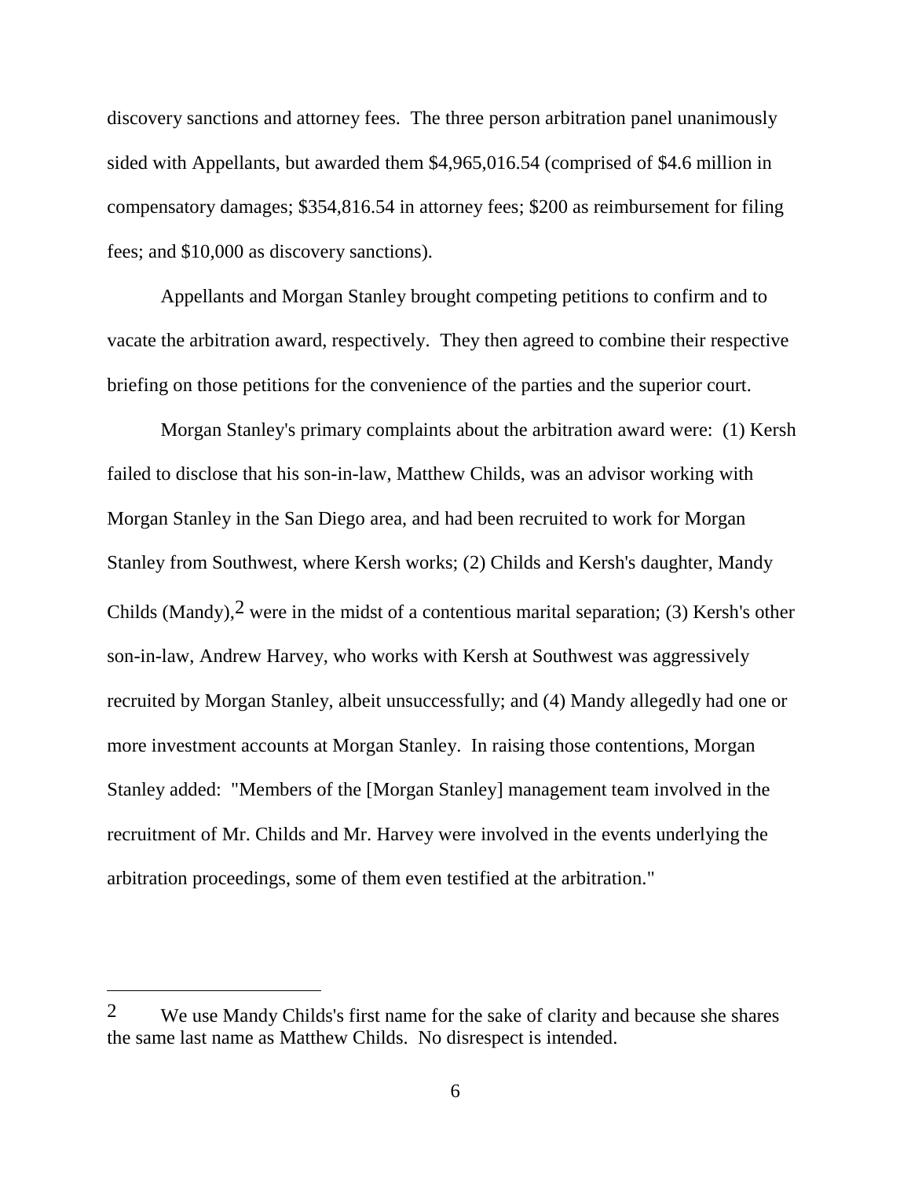discovery sanctions and attorney fees. The three person arbitration panel unanimously sided with Appellants, but awarded them $4,965,016.54 (comprised of $4.6 million in compensatory damages; $354,816.54 in attorney fees; $200 as reimbursement for filing fees; and $10,000 as discovery sanctions).

Appellants and Morgan Stanley brought competing petitions to confirm and to vacate the arbitration award, respectively. They then agreed to combine their respective briefing on those petitions for the convenience of the parties and the superior court.

Morgan Stanley's primary complaints about the arbitration award were: (1) Kersh failed to disclose that his son-in-law, Matthew Childs, was an advisor working with Morgan Stanley in the San Diego area, and had been recruited to work for Morgan Stanley from Southwest, where Kersh works; (2) Childs and Kersh's daughter, Mandy Childs (Mandy),[2] were in the midst of a contentious marital separation; (3) Kersh's other son-in-law, Andrew Harvey, who works with Kersh at Southwest was aggressively recruited by Morgan Stanley, albeit unsuccessfully; and (4) Mandy allegedly had one or more investment accounts at Morgan Stanley. In raising those contentions, Morgan Stanley added: "Members of the [Morgan Stanley] management team involved in the recruitment of Mr. Childs and Mr. Harvey were involved in the events underlying the arbitration proceedings, some of them even testified at the arbitration."

---

[2] We use Mandy Childs's first name for the sake of clarity and because she shares the same last name as Matthew Childs. No disrespect is intended.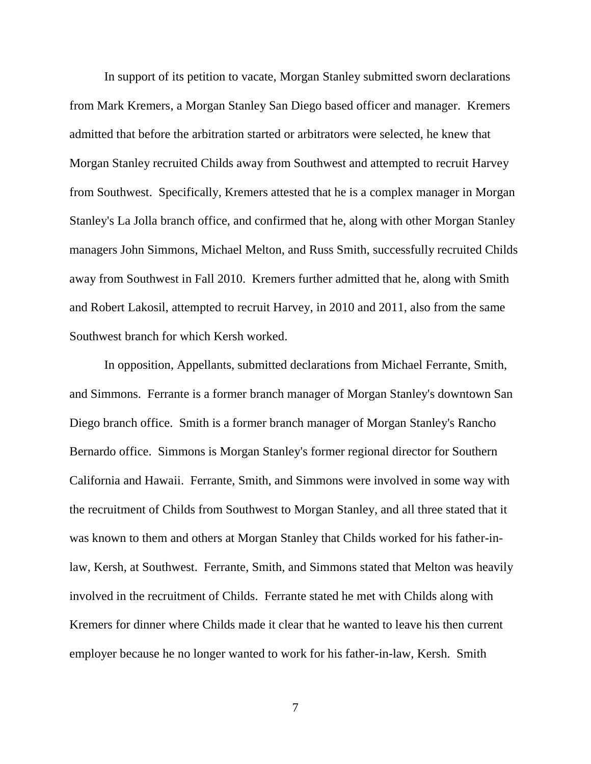In support of its petition to vacate, Morgan Stanley submitted sworn declarations from Mark Kremers, a Morgan Stanley San Diego based officer and manager. Kremers admitted that before the arbitration started or arbitrators were selected, he knew that Morgan Stanley recruited Childs away from Southwest and attempted to recruit Harvey from Southwest. Specifically, Kremers attested that he is a complex manager in Morgan Stanley's La Jolla branch office, and confirmed that he, along with other Morgan Stanley managers John Simmons, Michael Melton, and Russ Smith, successfully recruited Childs away from Southwest in Fall 2010. Kremers further admitted that he, along with Smith and Robert Lakosil, attempted to recruit Harvey, in 2010 and 2011, also from the same Southwest branch for which Kersh worked.

In opposition, Appellants, submitted declarations from Michael Ferrante, Smith, and Simmons. Ferrante is a former branch manager of Morgan Stanley's downtown San Diego branch office. Smith is a former branch manager of Morgan Stanley's Rancho Bernardo office. Simmons is Morgan Stanley's former regional director for Southern California and Hawaii. Ferrante, Smith, and Simmons were involved in some way with the recruitment of Childs from Southwest to Morgan Stanley, and all three stated that it was known to them and others at Morgan Stanley that Childs worked for his father-in-law, Kersh, at Southwest. Ferrante, Smith, and Simmons stated that Melton was heavily involved in the recruitment of Childs. Ferrante stated he met with Childs along with Kremers for dinner where Childs made it clear that he wanted to leave his then current employer because he no longer wanted to work for his father-in-law, Kersh. Smith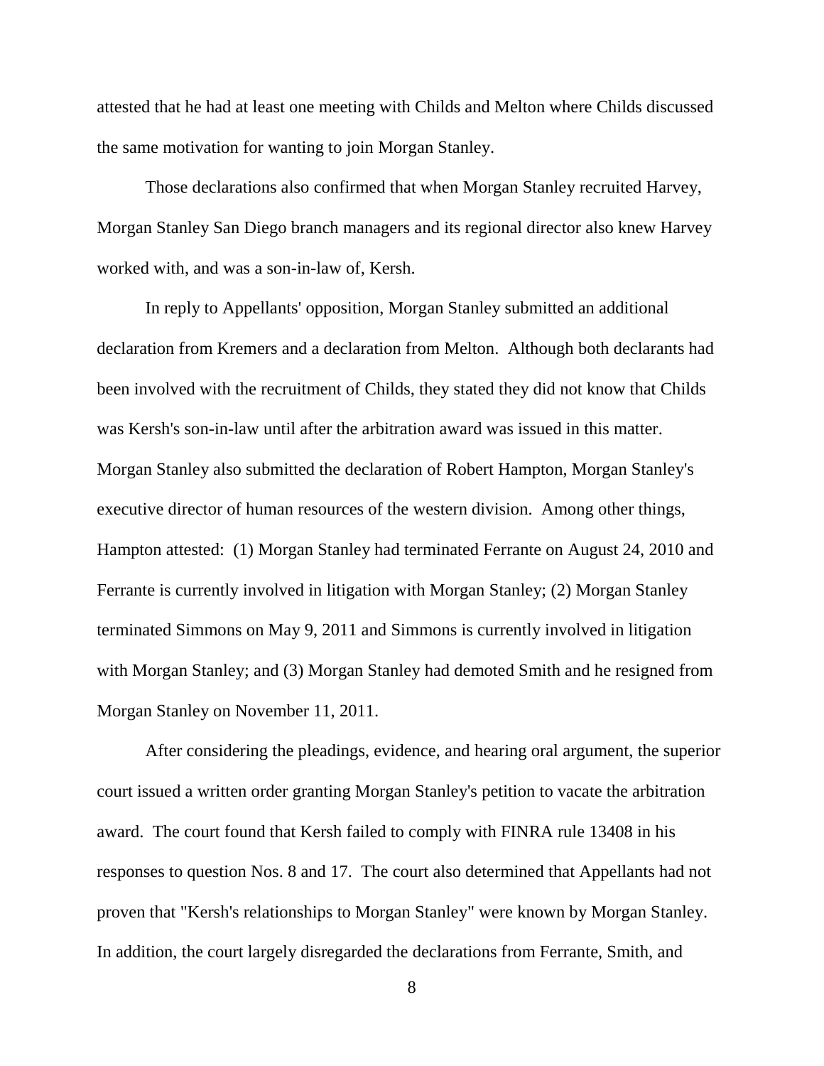attested that he had at least one meeting with Childs and Melton where Childs discussed the same motivation for wanting to join Morgan Stanley.

Those declarations also confirmed that when Morgan Stanley recruited Harvey, Morgan Stanley San Diego branch managers and its regional director also knew Harvey worked with, and was a son-in-law of, Kersh.

In reply to Appellants' opposition, Morgan Stanley submitted an additional declaration from Kremers and a declaration from Melton. Although both declarants had been involved with the recruitment of Childs, they stated they did not know that Childs was Kersh's son-in-law until after the arbitration award was issued in this matter. Morgan Stanley also submitted the declaration of Robert Hampton, Morgan Stanley's executive director of human resources of the western division. Among other things, Hampton attested: (1) Morgan Stanley had terminated Ferrante on August 24, 2010 and Ferrante is currently involved in litigation with Morgan Stanley; (2) Morgan Stanley terminated Simmons on May 9, 2011 and Simmons is currently involved in litigation with Morgan Stanley; and (3) Morgan Stanley had demoted Smith and he resigned from Morgan Stanley on November 11, 2011.

After considering the pleadings, evidence, and hearing oral argument, the superior court issued a written order granting Morgan Stanley's petition to vacate the arbitration award. The court found that Kersh failed to comply with FINRA rule 13408 in his responses to question Nos. 8 and 17. The court also determined that Appellants had not proven that "Kersh's relationships to Morgan Stanley" were known by Morgan Stanley. In addition, the court largely disregarded the declarations from Ferrante, Smith, and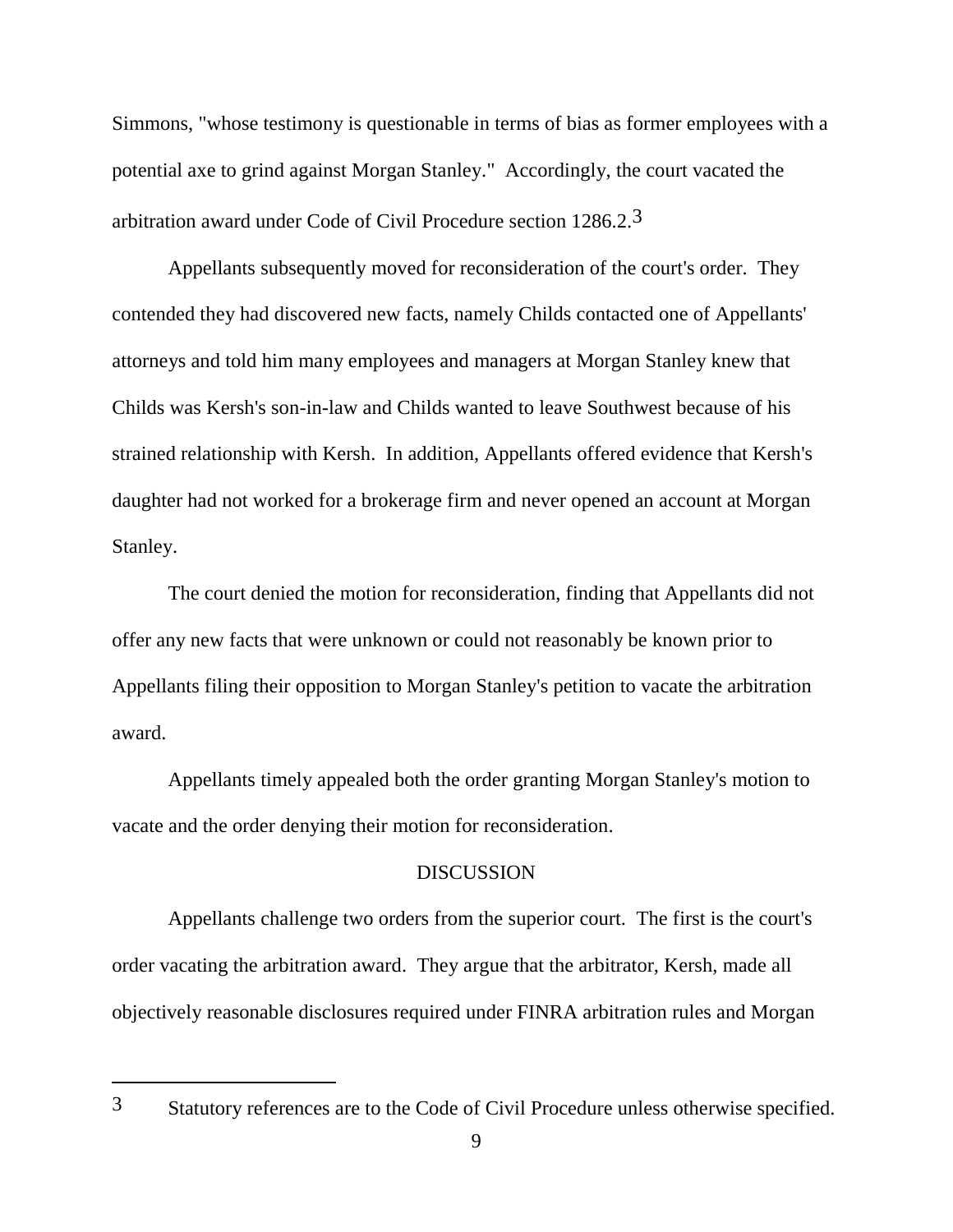Simmons, "whose testimony is questionable in terms of bias as former employees with a potential axe to grind against Morgan Stanley." Accordingly, the court vacated the arbitration award under Code of Civil Procedure section 1286.2.[3]

Appellants subsequently moved for reconsideration of the court's order. They contended they had discovered new facts, namely Childs contacted one of Appellants' attorneys and told him many employees and managers at Morgan Stanley knew that Childs was Kersh's son-in-law and Childs wanted to leave Southwest because of his strained relationship with Kersh. In addition, Appellants offered evidence that Kersh's daughter had not worked for a brokerage firm and never opened an account at Morgan Stanley.

The court denied the motion for reconsideration, finding that Appellants did not offer any new facts that were unknown or could not reasonably be known prior to Appellants filing their opposition to Morgan Stanley's petition to vacate the arbitration award.

Appellants timely appealed both the order granting Morgan Stanley's motion to vacate and the order denying their motion for reconsideration.

## DISCUSSION

Appellants challenge two orders from the superior court. The first is the court's order vacating the arbitration award. They argue that the arbitrator, Kersh, made all objectively reasonable disclosures required under FINRA arbitration rules and Morgan

---

[3] Statutory references are to the Code of Civil Procedure unless otherwise specified.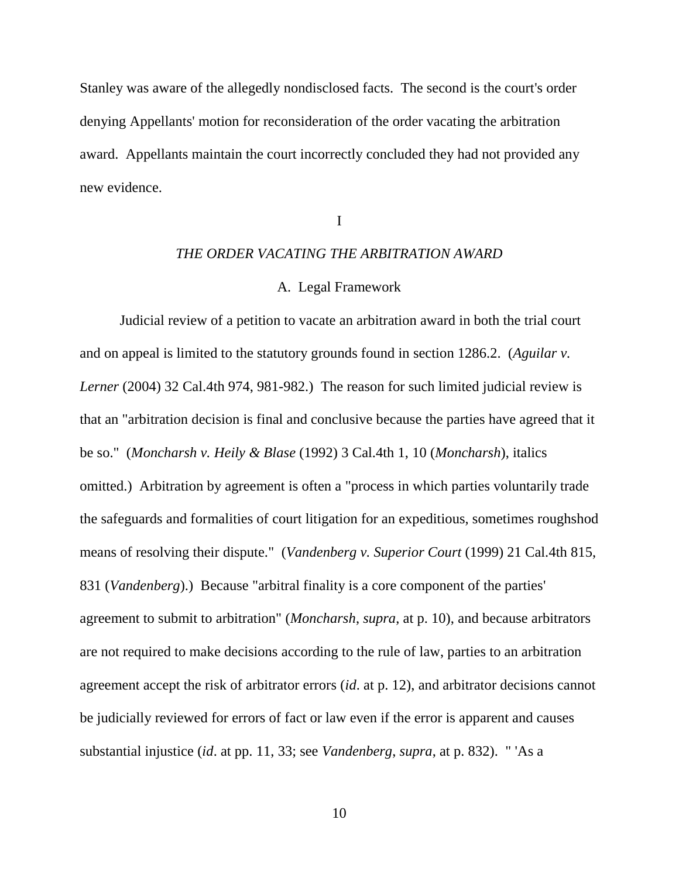Stanley was aware of the allegedly nondisclosed facts. The second is the court's order denying Appellants' motion for reconsideration of the order vacating the arbitration award. Appellants maintain the court incorrectly concluded they had not provided any new evidence.

## I

### *THE ORDER VACATING THE ARBITRATION AWARD*

#### A. Legal Framework

Judicial review of a petition to vacate an arbitration award in both the trial court and on appeal is limited to the statutory grounds found in section 1286.2. (*Aguilar v. Lerner* (2004) 32 Cal.4th 974, 981-982.) The reason for such limited judicial review is that an "arbitration decision is final and conclusive because the parties have agreed that it be so." (*Moncharsh v. Heily & Blase* (1992) 3 Cal.4th 1, 10 (*Moncharsh*), italics omitted.) Arbitration by agreement is often a "process in which parties voluntarily trade the safeguards and formalities of court litigation for an expeditious, sometimes roughshod means of resolving their dispute." (*Vandenberg v. Superior Court* (1999) 21 Cal.4th 815, 831 (*Vandenberg*).) Because "arbitral finality is a core component of the parties' agreement to submit to arbitration" (*Moncharsh*, *supra*, at p. 10), and because arbitrators are not required to make decisions according to the rule of law, parties to an arbitration agreement accept the risk of arbitrator errors (*id*. at p. 12), and arbitrator decisions cannot be judicially reviewed for errors of fact or law even if the error is apparent and causes substantial injustice (*id*. at pp. 11, 33; see *Vandenberg*, *supra*, at p. 832). " 'As a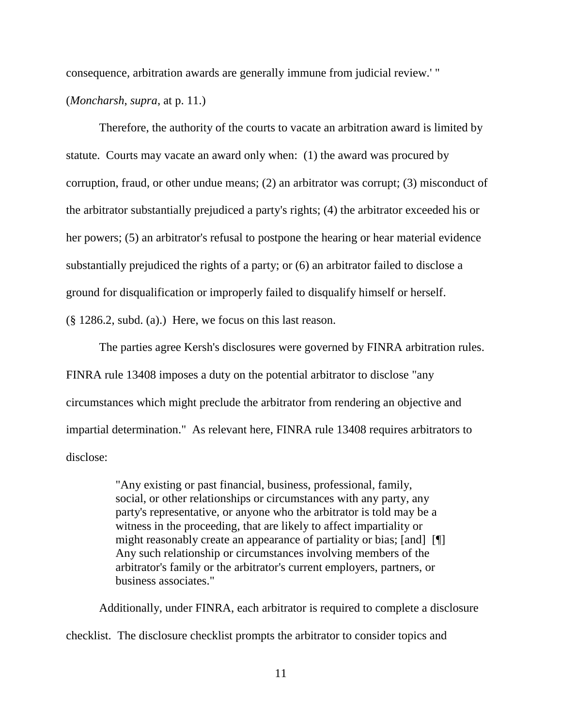consequence, arbitration awards are generally immune from judicial review.' " (*Moncharsh*, *supra*, at p. 11.)

Therefore, the authority of the courts to vacate an arbitration award is limited by statute. Courts may vacate an award only when: (1) the award was procured by corruption, fraud, or other undue means; (2) an arbitrator was corrupt; (3) misconduct of the arbitrator substantially prejudiced a party's rights; (4) the arbitrator exceeded his or her powers; (5) an arbitrator's refusal to postpone the hearing or hear material evidence substantially prejudiced the rights of a party; or (6) an arbitrator failed to disclose a ground for disqualification or improperly failed to disqualify himself or herself. (§ 1286.2, subd. (a).) Here, we focus on this last reason.

The parties agree Kersh's disclosures were governed by FINRA arbitration rules. FINRA rule 13408 imposes a duty on the potential arbitrator to disclose "any circumstances which might preclude the arbitrator from rendering an objective and impartial determination." As relevant here, FINRA rule 13408 requires arbitrators to disclose:

> "Any existing or past financial, business, professional, family, social, or other relationships or circumstances with any party, any party's representative, or anyone who the arbitrator is told may be a witness in the proceeding, that are likely to affect impartiality or might reasonably create an appearance of partiality or bias; [and] [¶] Any such relationship or circumstances involving members of the arbitrator's family or the arbitrator's current employers, partners, or business associates."

Additionally, under FINRA, each arbitrator is required to complete a disclosure checklist. The disclosure checklist prompts the arbitrator to consider topics and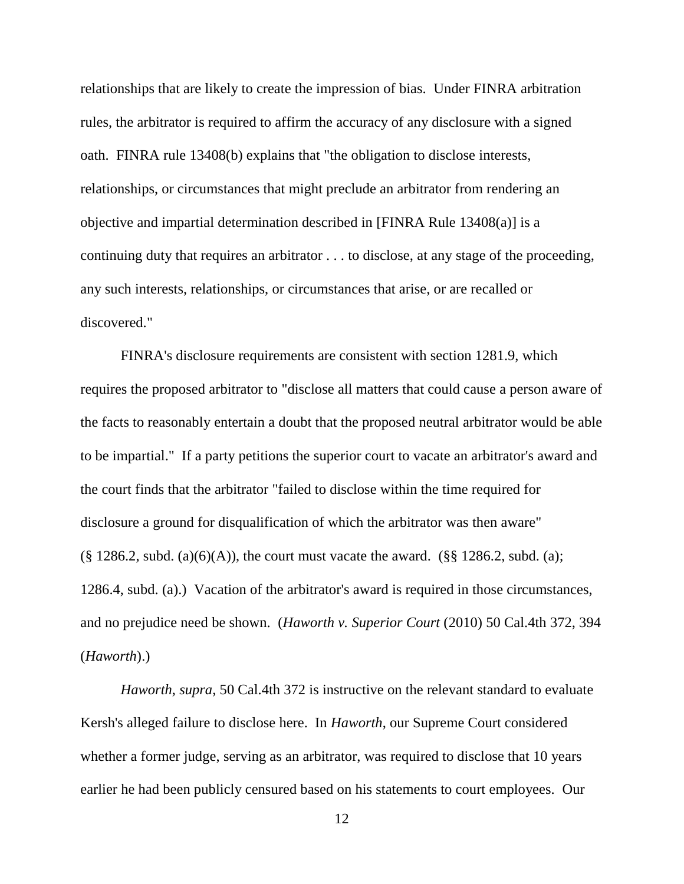relationships that are likely to create the impression of bias. Under FINRA arbitration rules, the arbitrator is required to affirm the accuracy of any disclosure with a signed oath. FINRA rule 13408(b) explains that "the obligation to disclose interests, relationships, or circumstances that might preclude an arbitrator from rendering an objective and impartial determination described in [FINRA Rule 13408(a)] is a continuing duty that requires an arbitrator . . . to disclose, at any stage of the proceeding, any such interests, relationships, or circumstances that arise, or are recalled or discovered."

FINRA's disclosure requirements are consistent with section 1281.9, which requires the proposed arbitrator to "disclose all matters that could cause a person aware of the facts to reasonably entertain a doubt that the proposed neutral arbitrator would be able to be impartial." If a party petitions the superior court to vacate an arbitrator's award and the court finds that the arbitrator "failed to disclose within the time required for disclosure a ground for disqualification of which the arbitrator was then aware" (§ 1286.2, subd. (a)(6)(A)), the court must vacate the award. (§§ 1286.2, subd. (a); 1286.4, subd. (a).) Vacation of the arbitrator's award is required in those circumstances, and no prejudice need be shown. (*Haworth v. Superior Court* (2010) 50 Cal.4th 372, 394 (*Haworth*).)

*Haworth*, *supra*, 50 Cal.4th 372 is instructive on the relevant standard to evaluate Kersh's alleged failure to disclose here. In *Haworth*, our Supreme Court considered whether a former judge, serving as an arbitrator, was required to disclose that 10 years earlier he had been publicly censured based on his statements to court employees. Our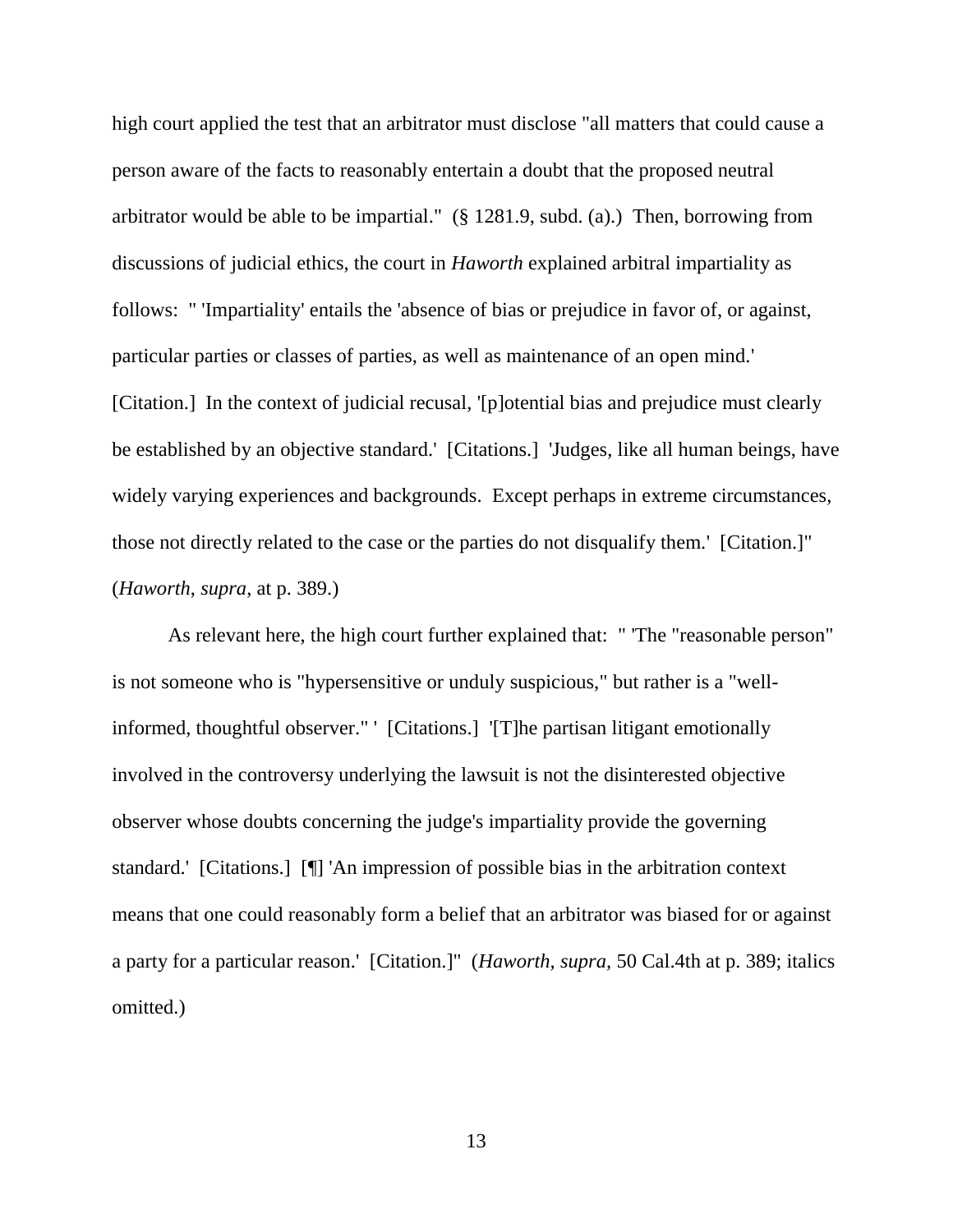high court applied the test that an arbitrator must disclose "all matters that could cause a person aware of the facts to reasonably entertain a doubt that the proposed neutral arbitrator would be able to be impartial." (§ 1281.9, subd. (a).) Then, borrowing from discussions of judicial ethics, the court in *Haworth* explained arbitral impartiality as follows: " 'Impartiality' entails the 'absence of bias or prejudice in favor of, or against, particular parties or classes of parties, as well as maintenance of an open mind.' [Citation.] In the context of judicial recusal, '[p]otential bias and prejudice must clearly be established by an objective standard.' [Citations.] 'Judges, like all human beings, have widely varying experiences and backgrounds. Except perhaps in extreme circumstances, those not directly related to the case or the parties do not disqualify them.' [Citation.]" (*Haworth*, *supra*, at p. 389.)

As relevant here, the high court further explained that: " 'The "reasonable person" is not someone who is "hypersensitive or unduly suspicious," but rather is a "well-informed, thoughtful observer." ' [Citations.] '[T]he partisan litigant emotionally involved in the controversy underlying the lawsuit is not the disinterested objective observer whose doubts concerning the judge's impartiality provide the governing standard.' [Citations.] [¶] 'An impression of possible bias in the arbitration context means that one could reasonably form a belief that an arbitrator was biased for or against a party for a particular reason.' [Citation.]" (*Haworth, supra,* 50 Cal.4th at p. 389; italics omitted.)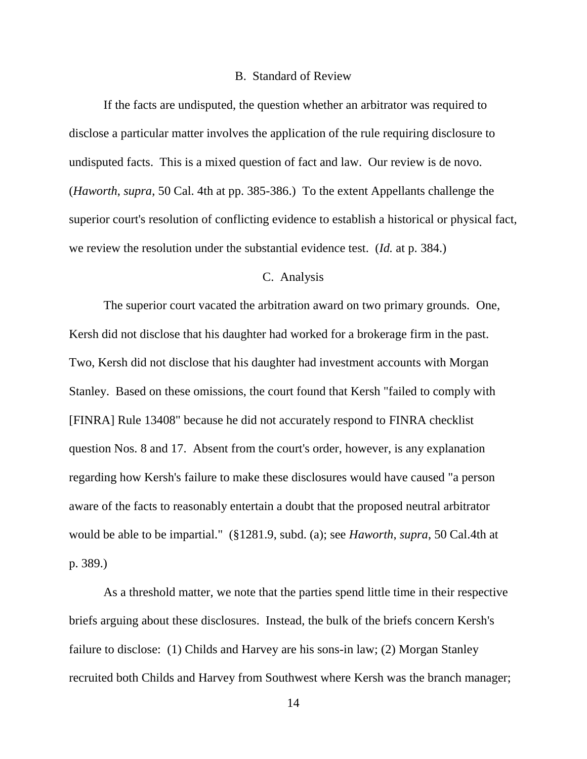### B. Standard of Review

If the facts are undisputed, the question whether an arbitrator was required to disclose a particular matter involves the application of the rule requiring disclosure to undisputed facts. This is a mixed question of fact and law. Our review is de novo. (*Haworth*, *supra*, 50 Cal. 4th at pp. 385-386.) To the extent Appellants challenge the superior court's resolution of conflicting evidence to establish a historical or physical fact, we review the resolution under the substantial evidence test. (*Id.* at p. 384.)

### C. Analysis

The superior court vacated the arbitration award on two primary grounds. One, Kersh did not disclose that his daughter had worked for a brokerage firm in the past. Two, Kersh did not disclose that his daughter had investment accounts with Morgan Stanley. Based on these omissions, the court found that Kersh "failed to comply with [FINRA] Rule 13408" because he did not accurately respond to FINRA checklist question Nos. 8 and 17. Absent from the court's order, however, is any explanation regarding how Kersh's failure to make these disclosures would have caused "a person aware of the facts to reasonably entertain a doubt that the proposed neutral arbitrator would be able to be impartial." (§1281.9, subd. (a); see *Haworth*, *supra*, 50 Cal.4th at p. 389.)

As a threshold matter, we note that the parties spend little time in their respective briefs arguing about these disclosures. Instead, the bulk of the briefs concern Kersh's failure to disclose: (1) Childs and Harvey are his sons-in law; (2) Morgan Stanley recruited both Childs and Harvey from Southwest where Kersh was the branch manager;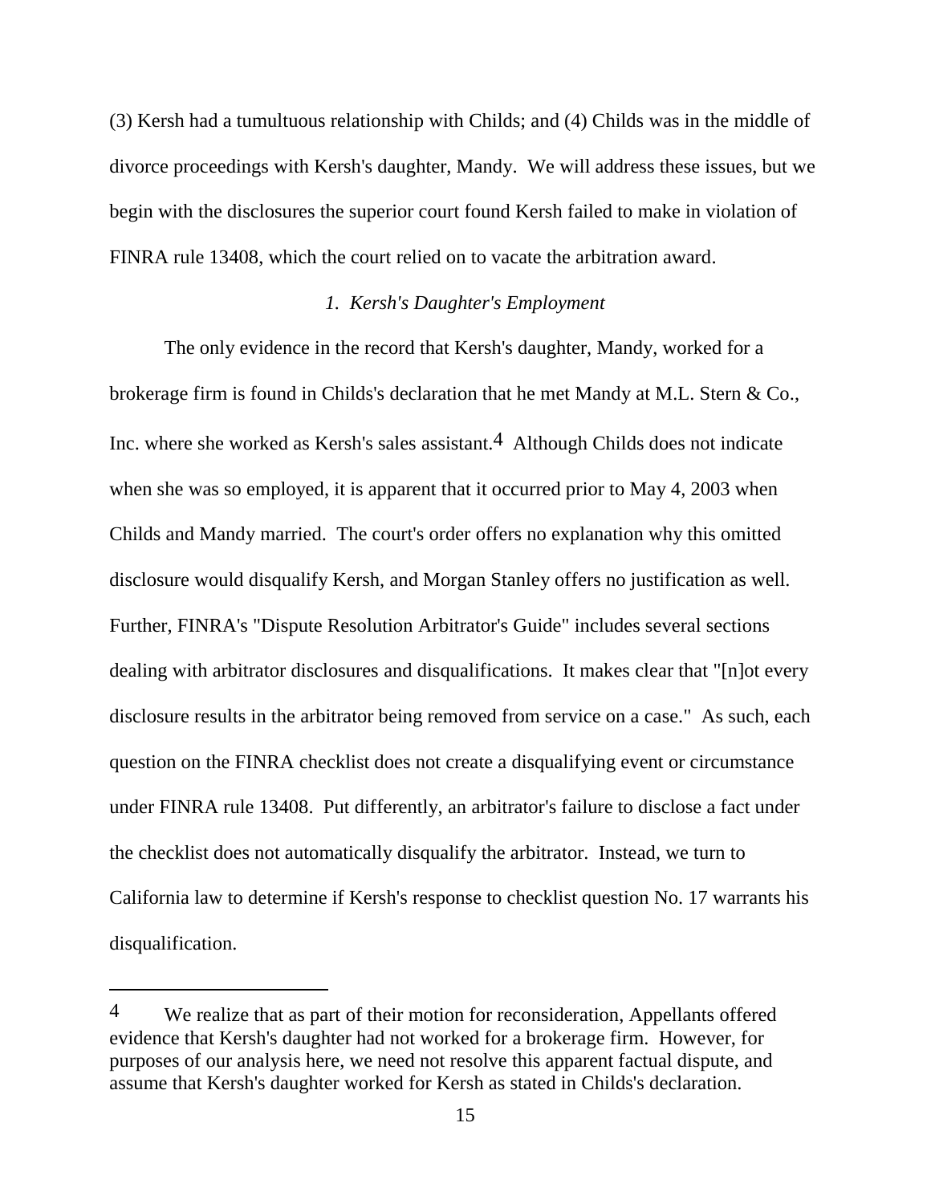(3) Kersh had a tumultuous relationship with Childs; and (4) Childs was in the middle of divorce proceedings with Kersh's daughter, Mandy. We will address these issues, but we begin with the disclosures the superior court found Kersh failed to make in violation of FINRA rule 13408, which the court relied on to vacate the arbitration award.

*1. Kersh's Daughter's Employment*

The only evidence in the record that Kersh's daughter, Mandy, worked for a brokerage firm is found in Childs's declaration that he met Mandy at M.L. Stern & Co., Inc. where she worked as Kersh's sales assistant.[4] Although Childs does not indicate when she was so employed, it is apparent that it occurred prior to May 4, 2003 when Childs and Mandy married. The court's order offers no explanation why this omitted disclosure would disqualify Kersh, and Morgan Stanley offers no justification as well. Further, FINRA's "Dispute Resolution Arbitrator's Guide" includes several sections dealing with arbitrator disclosures and disqualifications. It makes clear that "[n]ot every disclosure results in the arbitrator being removed from service on a case." As such, each question on the FINRA checklist does not create a disqualifying event or circumstance under FINRA rule 13408. Put differently, an arbitrator's failure to disclose a fact under the checklist does not automatically disqualify the arbitrator. Instead, we turn to California law to determine if Kersh's response to checklist question No. 17 warrants his disqualification.

---

[4] We realize that as part of their motion for reconsideration, Appellants offered evidence that Kersh's daughter had not worked for a brokerage firm. However, for purposes of our analysis here, we need not resolve this apparent factual dispute, and assume that Kersh's daughter worked for Kersh as stated in Childs's declaration.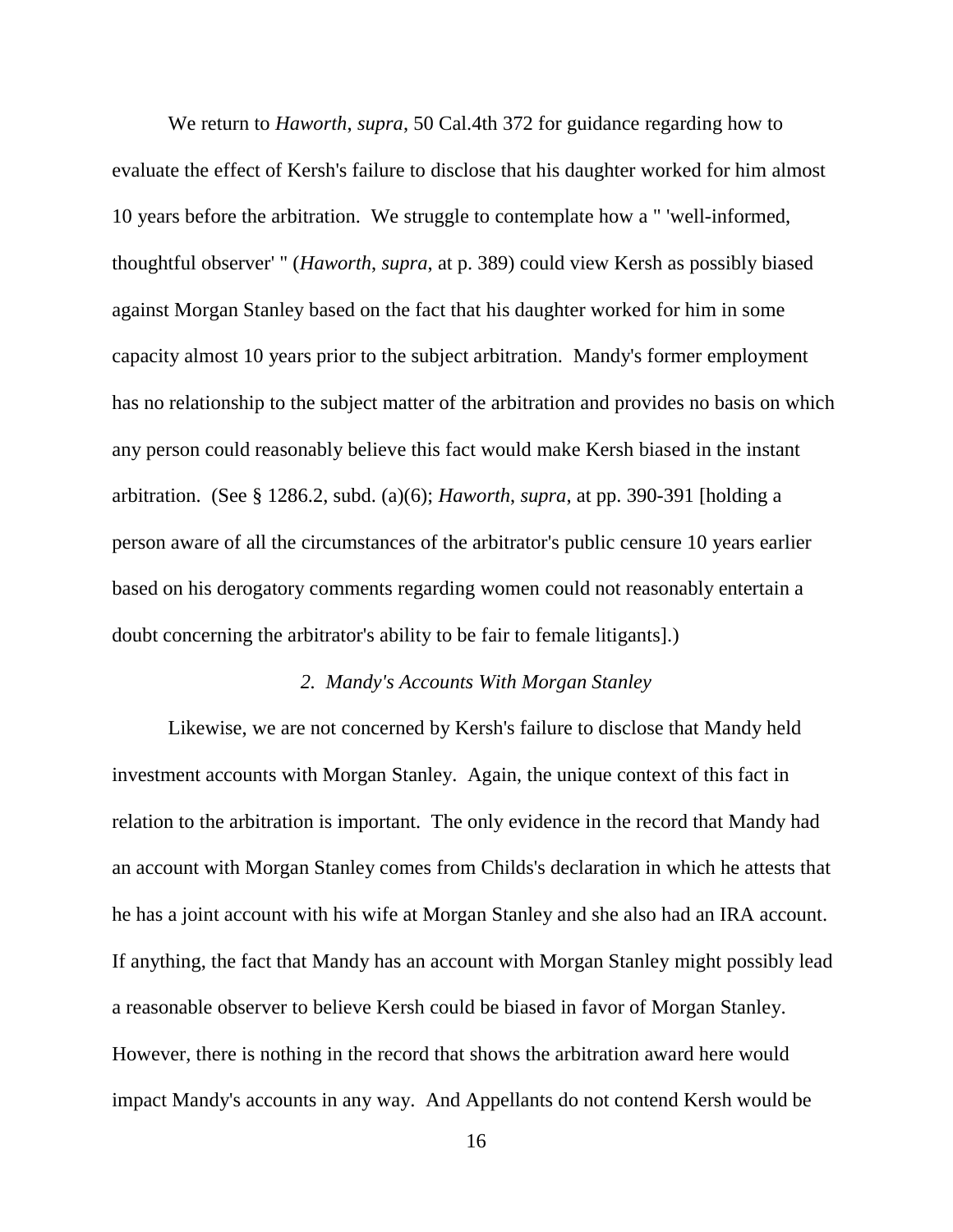We return to *Haworth*, *supra*, 50 Cal.4th 372 for guidance regarding how to evaluate the effect of Kersh's failure to disclose that his daughter worked for him almost 10 years before the arbitration. We struggle to contemplate how a " 'well-informed, thoughtful observer' " (*Haworth*, *supra*, at p. 389) could view Kersh as possibly biased against Morgan Stanley based on the fact that his daughter worked for him in some capacity almost 10 years prior to the subject arbitration. Mandy's former employment has no relationship to the subject matter of the arbitration and provides no basis on which any person could reasonably believe this fact would make Kersh biased in the instant arbitration. (See § 1286.2, subd. (a)(6); *Haworth*, *supra*, at pp. 390-391 [holding a person aware of all the circumstances of the arbitrator's public censure 10 years earlier based on his derogatory comments regarding women could not reasonably entertain a doubt concerning the arbitrator's ability to be fair to female litigants].)

*2. Mandy's Accounts With Morgan Stanley*

Likewise, we are not concerned by Kersh's failure to disclose that Mandy held investment accounts with Morgan Stanley. Again, the unique context of this fact in relation to the arbitration is important. The only evidence in the record that Mandy had an account with Morgan Stanley comes from Childs's declaration in which he attests that he has a joint account with his wife at Morgan Stanley and she also had an IRA account. If anything, the fact that Mandy has an account with Morgan Stanley might possibly lead a reasonable observer to believe Kersh could be biased in favor of Morgan Stanley. However, there is nothing in the record that shows the arbitration award here would impact Mandy's accounts in any way. And Appellants do not contend Kersh would be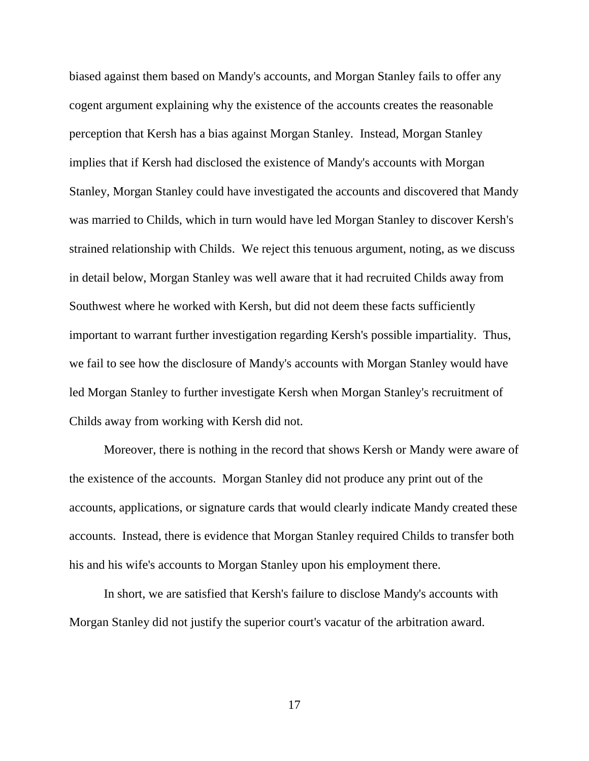biased against them based on Mandy's accounts, and Morgan Stanley fails to offer any cogent argument explaining why the existence of the accounts creates the reasonable perception that Kersh has a bias against Morgan Stanley. Instead, Morgan Stanley implies that if Kersh had disclosed the existence of Mandy's accounts with Morgan Stanley, Morgan Stanley could have investigated the accounts and discovered that Mandy was married to Childs, which in turn would have led Morgan Stanley to discover Kersh's strained relationship with Childs. We reject this tenuous argument, noting, as we discuss in detail below, Morgan Stanley was well aware that it had recruited Childs away from Southwest where he worked with Kersh, but did not deem these facts sufficiently important to warrant further investigation regarding Kersh's possible impartiality. Thus, we fail to see how the disclosure of Mandy's accounts with Morgan Stanley would have led Morgan Stanley to further investigate Kersh when Morgan Stanley's recruitment of Childs away from working with Kersh did not.

Moreover, there is nothing in the record that shows Kersh or Mandy were aware of the existence of the accounts. Morgan Stanley did not produce any print out of the accounts, applications, or signature cards that would clearly indicate Mandy created these accounts. Instead, there is evidence that Morgan Stanley required Childs to transfer both his and his wife's accounts to Morgan Stanley upon his employment there.

In short, we are satisfied that Kersh's failure to disclose Mandy's accounts with Morgan Stanley did not justify the superior court's vacatur of the arbitration award.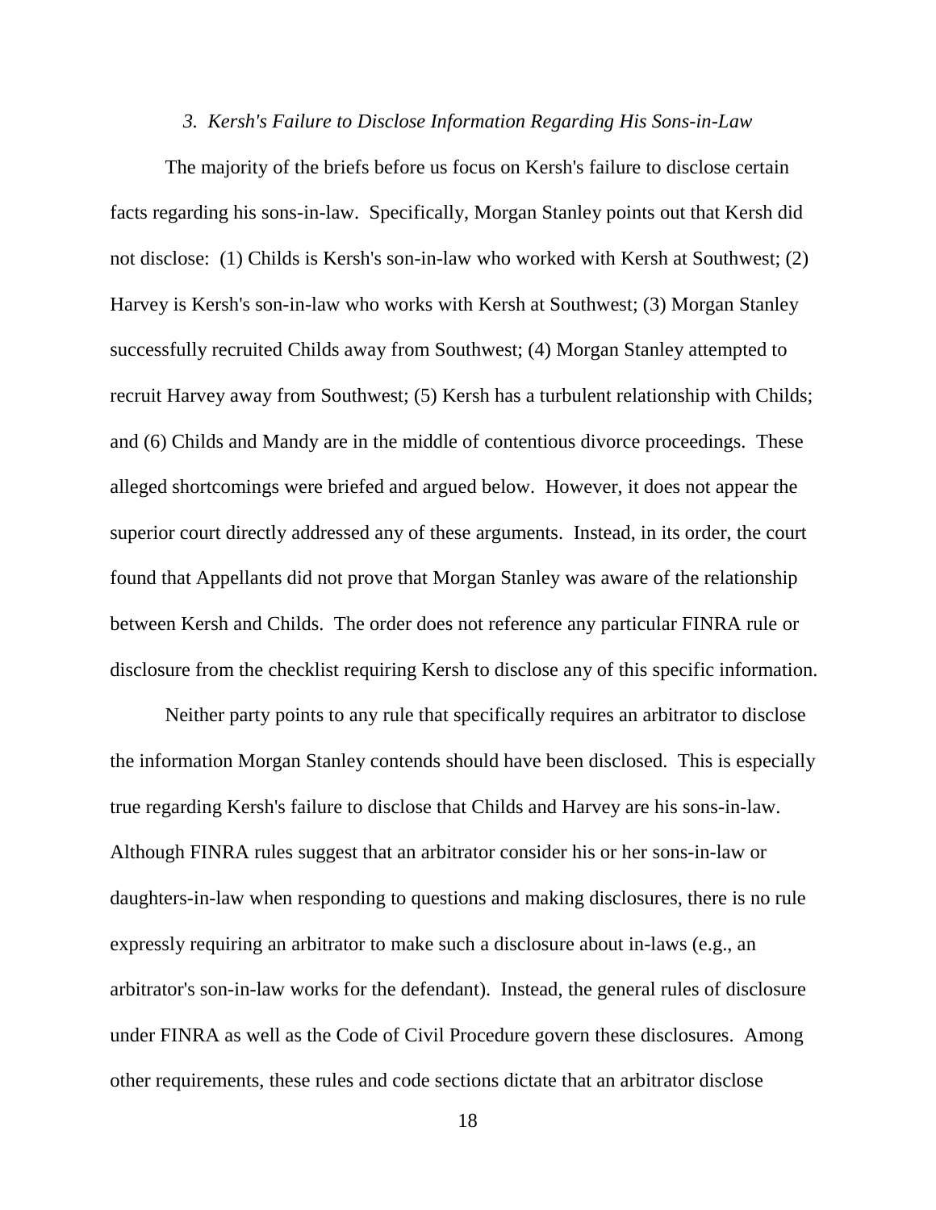### *3. Kersh's Failure to Disclose Information Regarding His Sons-in-Law*

The majority of the briefs before us focus on Kersh's failure to disclose certain facts regarding his sons-in-law. Specifically, Morgan Stanley points out that Kersh did not disclose: (1) Childs is Kersh's son-in-law who worked with Kersh at Southwest; (2) Harvey is Kersh's son-in-law who works with Kersh at Southwest; (3) Morgan Stanley successfully recruited Childs away from Southwest; (4) Morgan Stanley attempted to recruit Harvey away from Southwest; (5) Kersh has a turbulent relationship with Childs; and (6) Childs and Mandy are in the middle of contentious divorce proceedings. These alleged shortcomings were briefed and argued below. However, it does not appear the superior court directly addressed any of these arguments. Instead, in its order, the court found that Appellants did not prove that Morgan Stanley was aware of the relationship between Kersh and Childs. The order does not reference any particular FINRA rule or disclosure from the checklist requiring Kersh to disclose any of this specific information.

Neither party points to any rule that specifically requires an arbitrator to disclose the information Morgan Stanley contends should have been disclosed. This is especially true regarding Kersh's failure to disclose that Childs and Harvey are his sons-in-law. Although FINRA rules suggest that an arbitrator consider his or her sons-in-law or daughters-in-law when responding to questions and making disclosures, there is no rule expressly requiring an arbitrator to make such a disclosure about in-laws (e.g., an arbitrator's son-in-law works for the defendant). Instead, the general rules of disclosure under FINRA as well as the Code of Civil Procedure govern these disclosures. Among other requirements, these rules and code sections dictate that an arbitrator disclose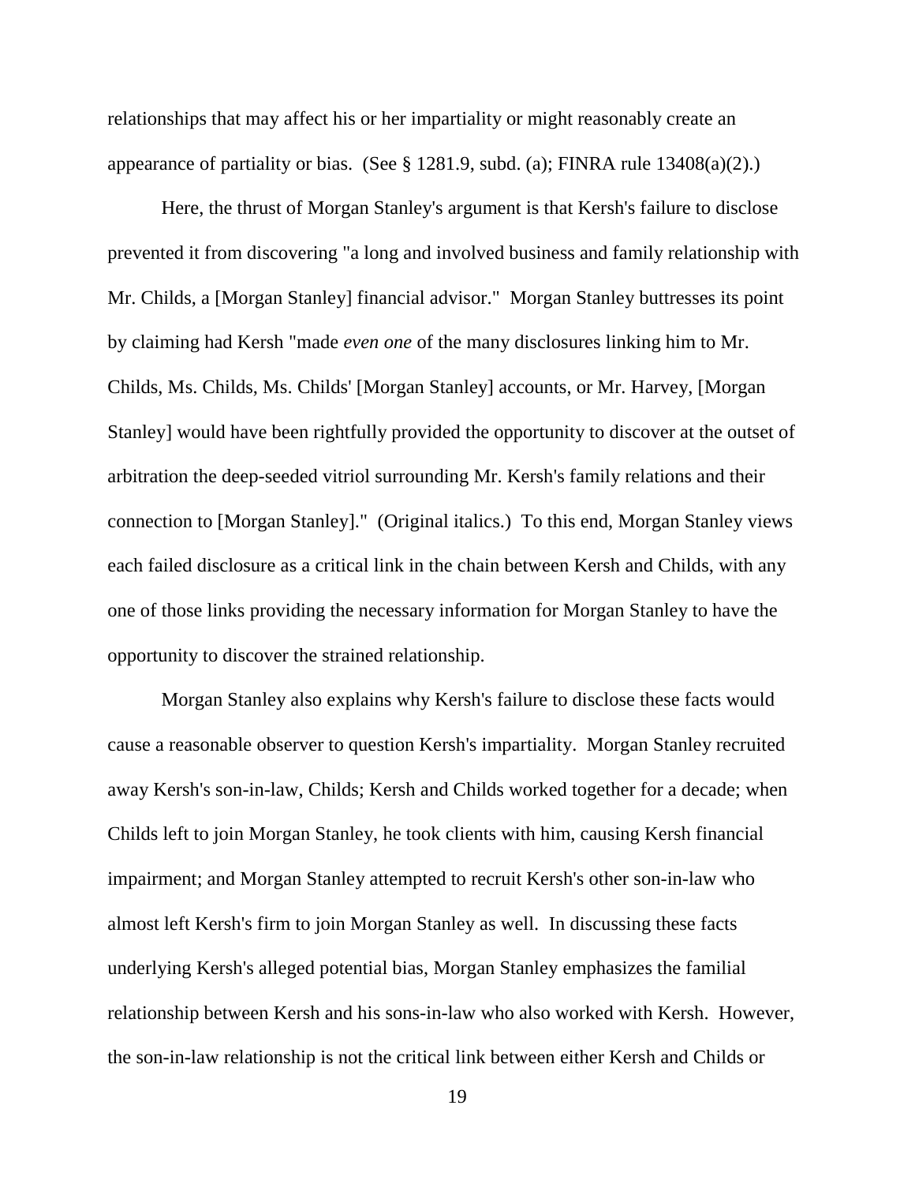relationships that may affect his or her impartiality or might reasonably create an appearance of partiality or bias. (See § 1281.9, subd. (a); FINRA rule 13408(a)(2).)

Here, the thrust of Morgan Stanley's argument is that Kersh's failure to disclose prevented it from discovering "a long and involved business and family relationship with Mr. Childs, a [Morgan Stanley] financial advisor." Morgan Stanley buttresses its point by claiming had Kersh "made *even one* of the many disclosures linking him to Mr. Childs, Ms. Childs, Ms. Childs' [Morgan Stanley] accounts, or Mr. Harvey, [Morgan Stanley] would have been rightfully provided the opportunity to discover at the outset of arbitration the deep-seeded vitriol surrounding Mr. Kersh's family relations and their connection to [Morgan Stanley]." (Original italics.) To this end, Morgan Stanley views each failed disclosure as a critical link in the chain between Kersh and Childs, with any one of those links providing the necessary information for Morgan Stanley to have the opportunity to discover the strained relationship.

Morgan Stanley also explains why Kersh's failure to disclose these facts would cause a reasonable observer to question Kersh's impartiality. Morgan Stanley recruited away Kersh's son-in-law, Childs; Kersh and Childs worked together for a decade; when Childs left to join Morgan Stanley, he took clients with him, causing Kersh financial impairment; and Morgan Stanley attempted to recruit Kersh's other son-in-law who almost left Kersh's firm to join Morgan Stanley as well. In discussing these facts underlying Kersh's alleged potential bias, Morgan Stanley emphasizes the familial relationship between Kersh and his sons-in-law who also worked with Kersh. However, the son-in-law relationship is not the critical link between either Kersh and Childs or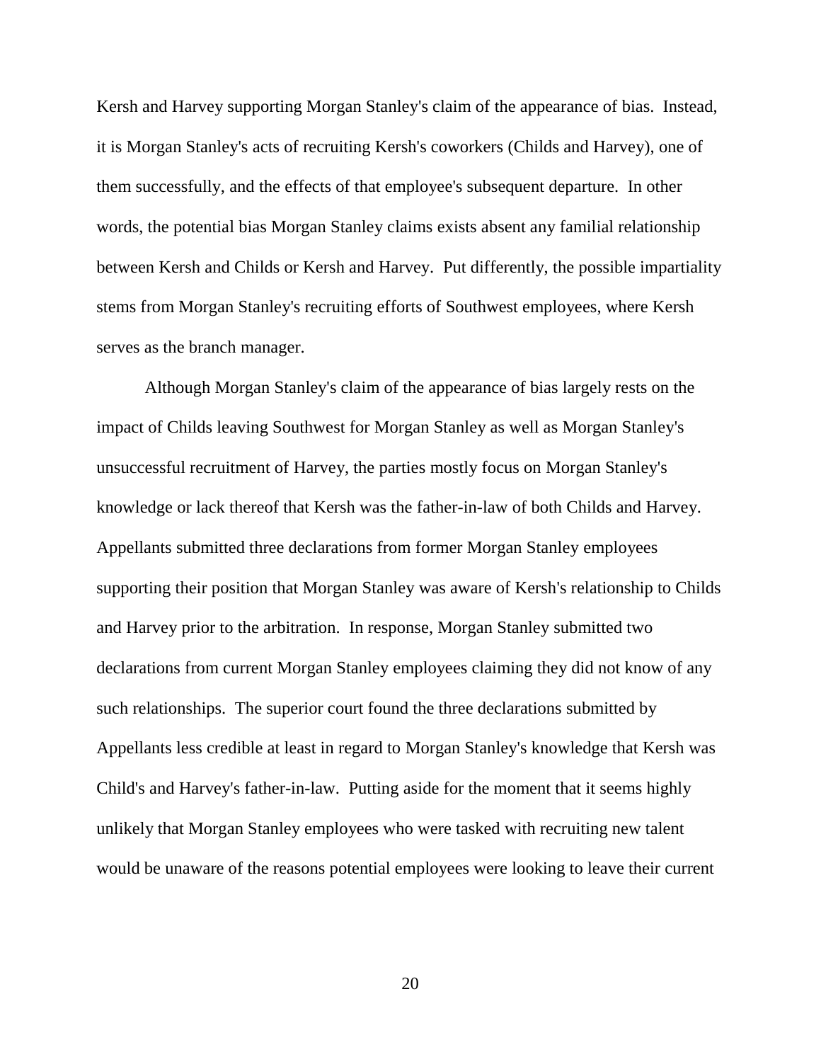Kersh and Harvey supporting Morgan Stanley's claim of the appearance of bias. Instead, it is Morgan Stanley's acts of recruiting Kersh's coworkers (Childs and Harvey), one of them successfully, and the effects of that employee's subsequent departure. In other words, the potential bias Morgan Stanley claims exists absent any familial relationship between Kersh and Childs or Kersh and Harvey. Put differently, the possible impartiality stems from Morgan Stanley's recruiting efforts of Southwest employees, where Kersh serves as the branch manager.

Although Morgan Stanley's claim of the appearance of bias largely rests on the impact of Childs leaving Southwest for Morgan Stanley as well as Morgan Stanley's unsuccessful recruitment of Harvey, the parties mostly focus on Morgan Stanley's knowledge or lack thereof that Kersh was the father-in-law of both Childs and Harvey. Appellants submitted three declarations from former Morgan Stanley employees supporting their position that Morgan Stanley was aware of Kersh's relationship to Childs and Harvey prior to the arbitration. In response, Morgan Stanley submitted two declarations from current Morgan Stanley employees claiming they did not know of any such relationships. The superior court found the three declarations submitted by Appellants less credible at least in regard to Morgan Stanley's knowledge that Kersh was Child's and Harvey's father-in-law. Putting aside for the moment that it seems highly unlikely that Morgan Stanley employees who were tasked with recruiting new talent would be unaware of the reasons potential employees were looking to leave their current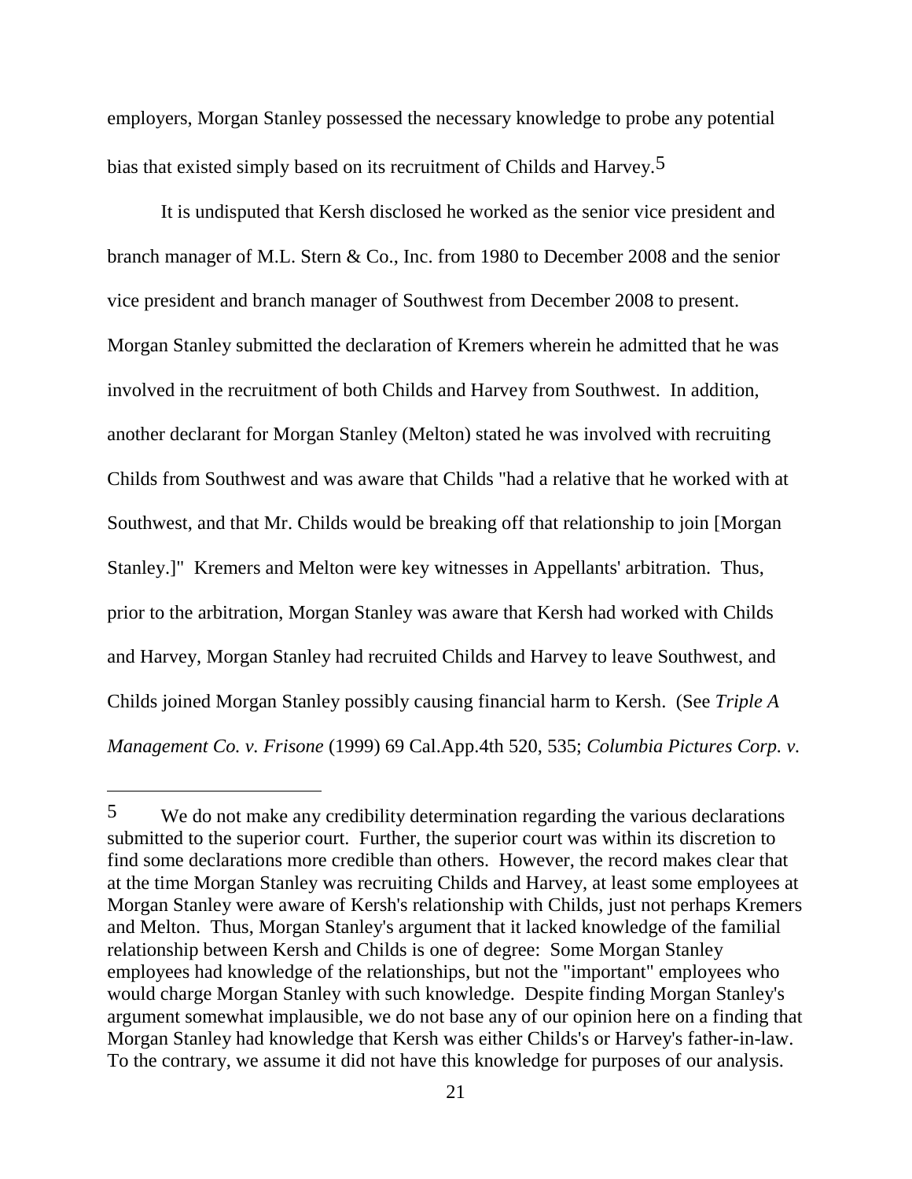employers, Morgan Stanley possessed the necessary knowledge to probe any potential bias that existed simply based on its recruitment of Childs and Harvey.[5]

It is undisputed that Kersh disclosed he worked as the senior vice president and branch manager of M.L. Stern & Co., Inc. from 1980 to December 2008 and the senior vice president and branch manager of Southwest from December 2008 to present. Morgan Stanley submitted the declaration of Kremers wherein he admitted that he was involved in the recruitment of both Childs and Harvey from Southwest. In addition, another declarant for Morgan Stanley (Melton) stated he was involved with recruiting Childs from Southwest and was aware that Childs "had a relative that he worked with at Southwest, and that Mr. Childs would be breaking off that relationship to join [Morgan Stanley.]" Kremers and Melton were key witnesses in Appellants' arbitration. Thus, prior to the arbitration, Morgan Stanley was aware that Kersh had worked with Childs and Harvey, Morgan Stanley had recruited Childs and Harvey to leave Southwest, and Childs joined Morgan Stanley possibly causing financial harm to Kersh. (See *Triple A Management Co. v. Frisone* (1999) 69 Cal.App.4th 520, 535; *Columbia Pictures Corp. v.*

---

[5] We do not make any credibility determination regarding the various declarations submitted to the superior court. Further, the superior court was within its discretion to find some declarations more credible than others. However, the record makes clear that at the time Morgan Stanley was recruiting Childs and Harvey, at least some employees at Morgan Stanley were aware of Kersh's relationship with Childs, just not perhaps Kremers and Melton. Thus, Morgan Stanley's argument that it lacked knowledge of the familial relationship between Kersh and Childs is one of degree: Some Morgan Stanley employees had knowledge of the relationships, but not the "important" employees who would charge Morgan Stanley with such knowledge. Despite finding Morgan Stanley's argument somewhat implausible, we do not base any of our opinion here on a finding that Morgan Stanley had knowledge that Kersh was either Childs's or Harvey's father-in-law. To the contrary, we assume it did not have this knowledge for purposes of our analysis.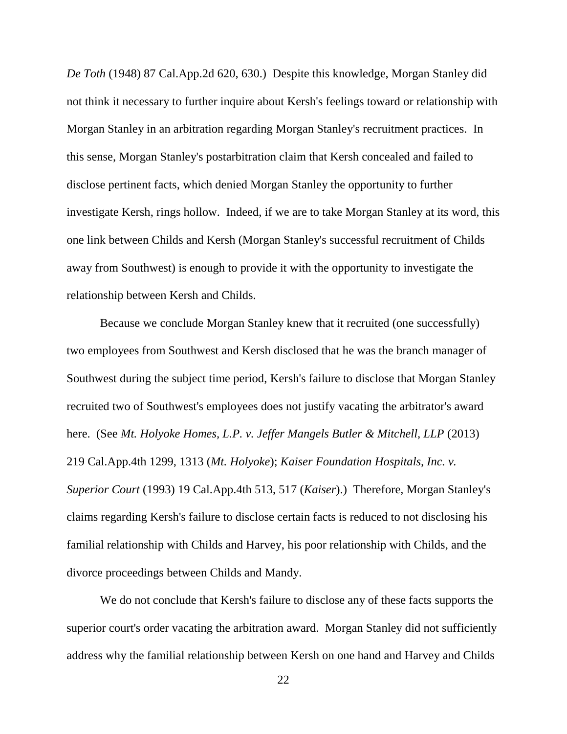*De Toth* (1948) 87 Cal.App.2d 620, 630.) Despite this knowledge, Morgan Stanley did not think it necessary to further inquire about Kersh's feelings toward or relationship with Morgan Stanley in an arbitration regarding Morgan Stanley's recruitment practices. In this sense, Morgan Stanley's postarbitration claim that Kersh concealed and failed to disclose pertinent facts, which denied Morgan Stanley the opportunity to further investigate Kersh, rings hollow. Indeed, if we are to take Morgan Stanley at its word, this one link between Childs and Kersh (Morgan Stanley's successful recruitment of Childs away from Southwest) is enough to provide it with the opportunity to investigate the relationship between Kersh and Childs.

Because we conclude Morgan Stanley knew that it recruited (one successfully) two employees from Southwest and Kersh disclosed that he was the branch manager of Southwest during the subject time period, Kersh's failure to disclose that Morgan Stanley recruited two of Southwest's employees does not justify vacating the arbitrator's award here. (See *Mt. Holyoke Homes, L.P. v. Jeffer Mangels Butler & Mitchell, LLP* (2013) 219 Cal.App.4th 1299, 1313 (*Mt. Holyoke*); *Kaiser Foundation Hospitals, Inc. v. Superior Court* (1993) 19 Cal.App.4th 513, 517 (*Kaiser*).) Therefore, Morgan Stanley's claims regarding Kersh's failure to disclose certain facts is reduced to not disclosing his familial relationship with Childs and Harvey, his poor relationship with Childs, and the divorce proceedings between Childs and Mandy.

We do not conclude that Kersh's failure to disclose any of these facts supports the superior court's order vacating the arbitration award. Morgan Stanley did not sufficiently address why the familial relationship between Kersh on one hand and Harvey and Childs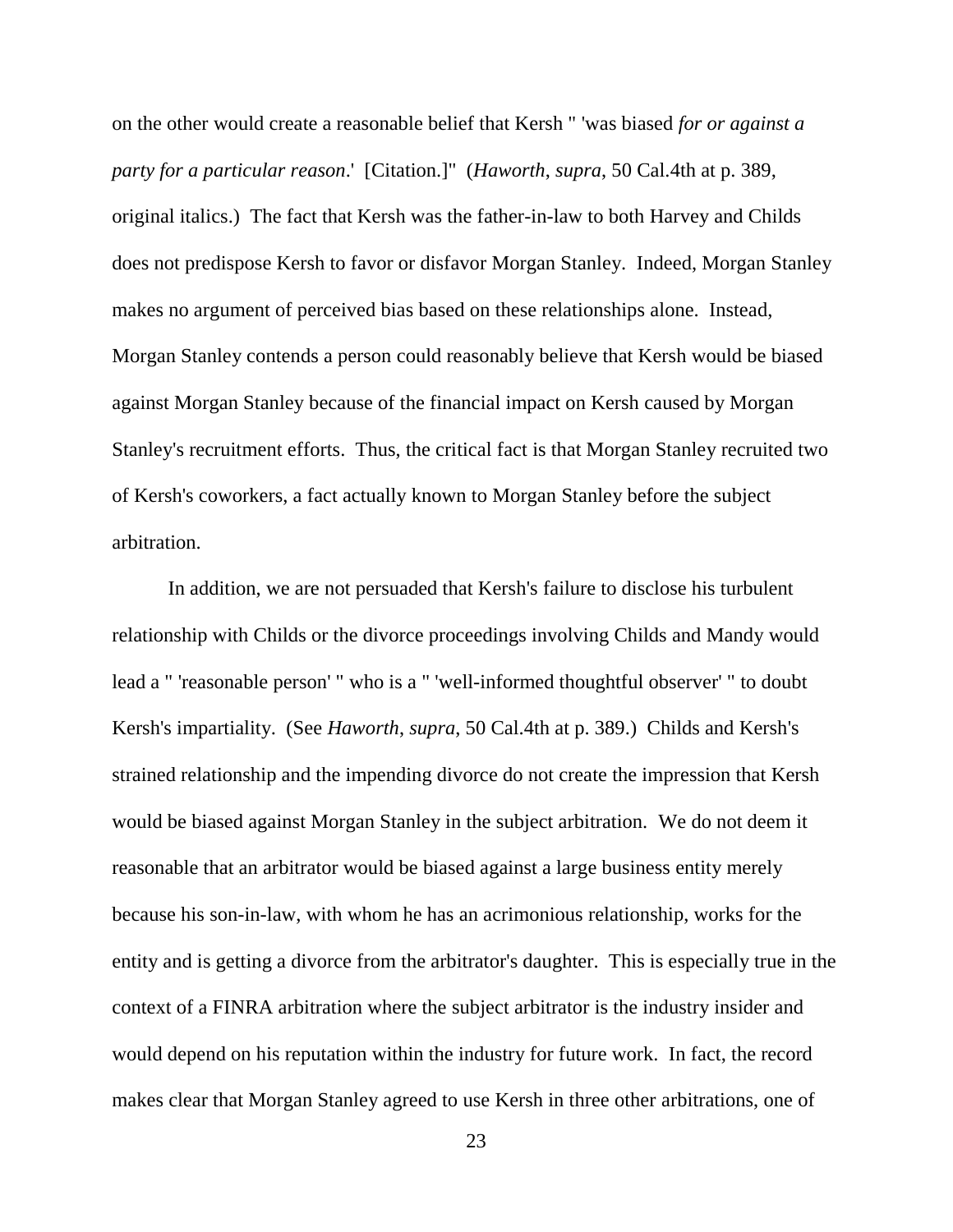on the other would create a reasonable belief that Kersh " 'was biased *for or against a party for a particular reason*.' [Citation.]" (*Haworth*, *supra*, 50 Cal.4th at p. 389, original italics.) The fact that Kersh was the father-in-law to both Harvey and Childs does not predispose Kersh to favor or disfavor Morgan Stanley. Indeed, Morgan Stanley makes no argument of perceived bias based on these relationships alone. Instead, Morgan Stanley contends a person could reasonably believe that Kersh would be biased against Morgan Stanley because of the financial impact on Kersh caused by Morgan Stanley's recruitment efforts. Thus, the critical fact is that Morgan Stanley recruited two of Kersh's coworkers, a fact actually known to Morgan Stanley before the subject arbitration.

In addition, we are not persuaded that Kersh's failure to disclose his turbulent relationship with Childs or the divorce proceedings involving Childs and Mandy would lead a " 'reasonable person' " who is a " 'well-informed thoughtful observer' " to doubt Kersh's impartiality. (See *Haworth*, *supra*, 50 Cal.4th at p. 389.) Childs and Kersh's strained relationship and the impending divorce do not create the impression that Kersh would be biased against Morgan Stanley in the subject arbitration. We do not deem it reasonable that an arbitrator would be biased against a large business entity merely because his son-in-law, with whom he has an acrimonious relationship, works for the entity and is getting a divorce from the arbitrator's daughter. This is especially true in the context of a FINRA arbitration where the subject arbitrator is the industry insider and would depend on his reputation within the industry for future work. In fact, the record makes clear that Morgan Stanley agreed to use Kersh in three other arbitrations, one of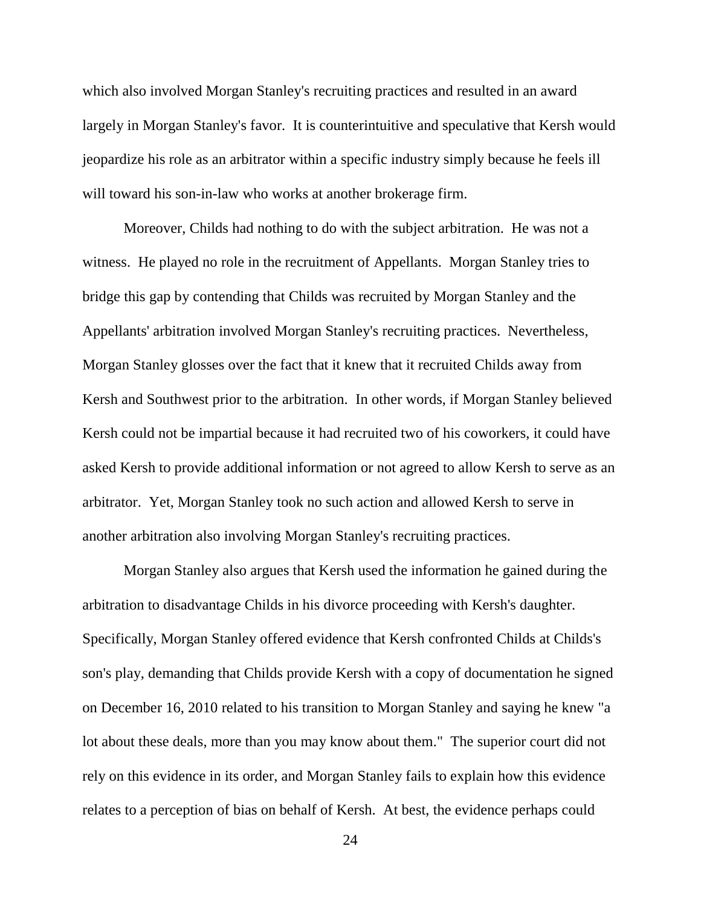which also involved Morgan Stanley's recruiting practices and resulted in an award largely in Morgan Stanley's favor. It is counterintuitive and speculative that Kersh would jeopardize his role as an arbitrator within a specific industry simply because he feels ill will toward his son-in-law who works at another brokerage firm.

Moreover, Childs had nothing to do with the subject arbitration. He was not a witness. He played no role in the recruitment of Appellants. Morgan Stanley tries to bridge this gap by contending that Childs was recruited by Morgan Stanley and the Appellants' arbitration involved Morgan Stanley's recruiting practices. Nevertheless, Morgan Stanley glosses over the fact that it knew that it recruited Childs away from Kersh and Southwest prior to the arbitration. In other words, if Morgan Stanley believed Kersh could not be impartial because it had recruited two of his coworkers, it could have asked Kersh to provide additional information or not agreed to allow Kersh to serve as an arbitrator. Yet, Morgan Stanley took no such action and allowed Kersh to serve in another arbitration also involving Morgan Stanley's recruiting practices.

Morgan Stanley also argues that Kersh used the information he gained during the arbitration to disadvantage Childs in his divorce proceeding with Kersh's daughter. Specifically, Morgan Stanley offered evidence that Kersh confronted Childs at Childs's son's play, demanding that Childs provide Kersh with a copy of documentation he signed on December 16, 2010 related to his transition to Morgan Stanley and saying he knew "a lot about these deals, more than you may know about them." The superior court did not rely on this evidence in its order, and Morgan Stanley fails to explain how this evidence relates to a perception of bias on behalf of Kersh. At best, the evidence perhaps could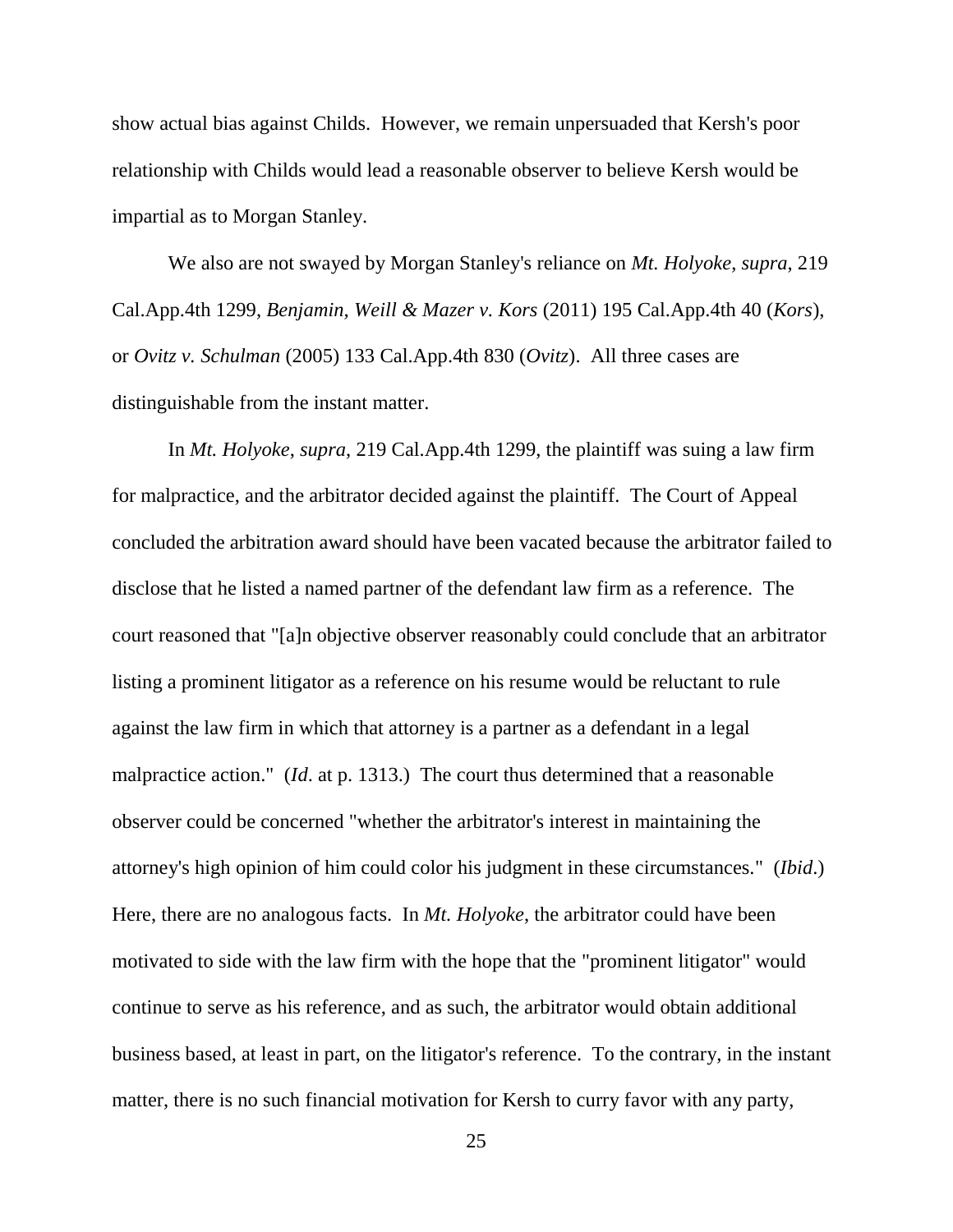show actual bias against Childs. However, we remain unpersuaded that Kersh's poor relationship with Childs would lead a reasonable observer to believe Kersh would be impartial as to Morgan Stanley.

We also are not swayed by Morgan Stanley's reliance on *Mt. Holyoke*, *supra*, 219 Cal.App.4th 1299, *Benjamin, Weill & Mazer v. Kors* (2011) 195 Cal.App.4th 40 (*Kors*), or *Ovitz v. Schulman* (2005) 133 Cal.App.4th 830 (*Ovitz*). All three cases are distinguishable from the instant matter.

In *Mt. Holyoke*, *supra*, 219 Cal.App.4th 1299, the plaintiff was suing a law firm for malpractice, and the arbitrator decided against the plaintiff. The Court of Appeal concluded the arbitration award should have been vacated because the arbitrator failed to disclose that he listed a named partner of the defendant law firm as a reference. The court reasoned that "[a]n objective observer reasonably could conclude that an arbitrator listing a prominent litigator as a reference on his resume would be reluctant to rule against the law firm in which that attorney is a partner as a defendant in a legal malpractice action." (*Id*. at p. 1313.) The court thus determined that a reasonable observer could be concerned "whether the arbitrator's interest in maintaining the attorney's high opinion of him could color his judgment in these circumstances." (*Ibid*.) Here, there are no analogous facts. In *Mt. Holyoke*, the arbitrator could have been motivated to side with the law firm with the hope that the "prominent litigator" would continue to serve as his reference, and as such, the arbitrator would obtain additional business based, at least in part, on the litigator's reference. To the contrary, in the instant matter, there is no such financial motivation for Kersh to curry favor with any party,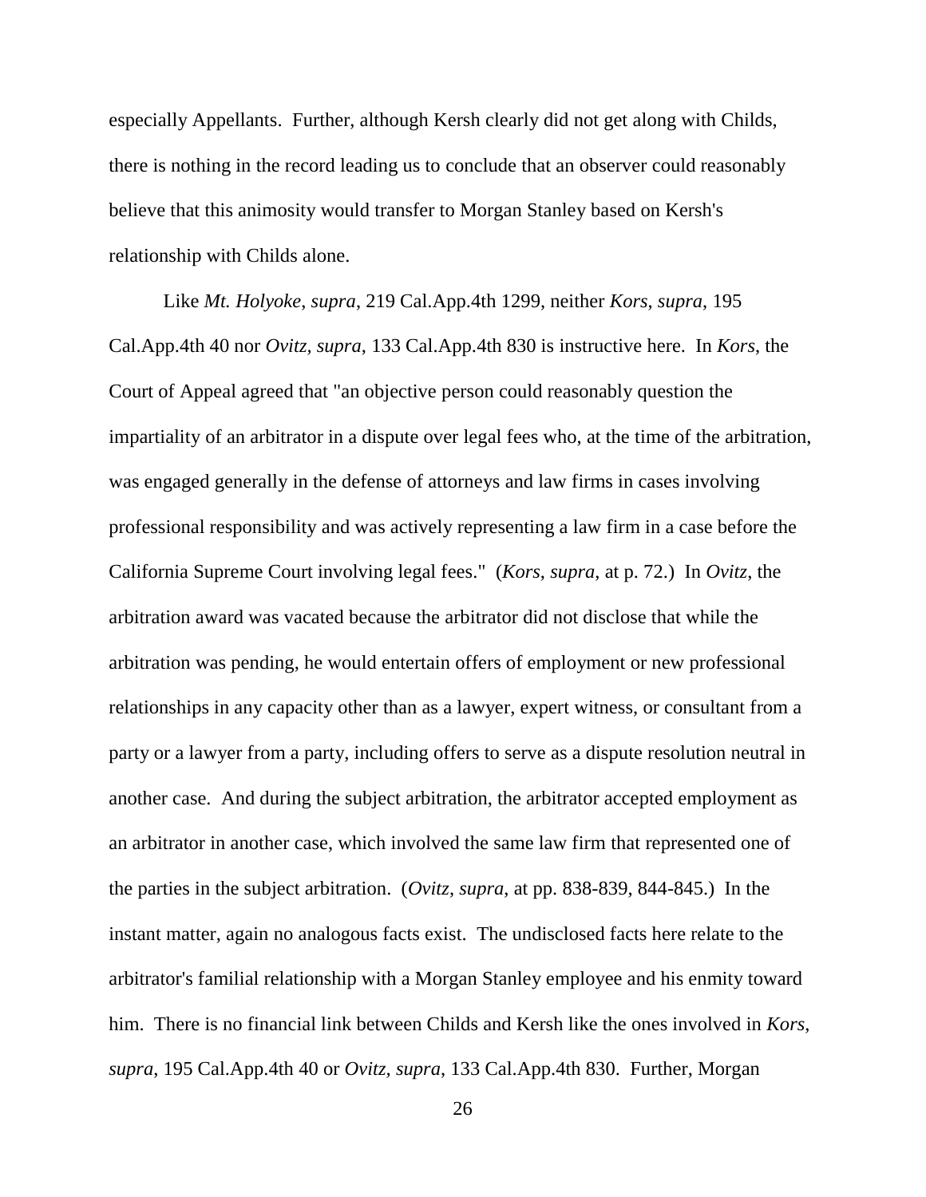especially Appellants. Further, although Kersh clearly did not get along with Childs, there is nothing in the record leading us to conclude that an observer could reasonably believe that this animosity would transfer to Morgan Stanley based on Kersh's relationship with Childs alone.

Like *Mt. Holyoke*, *supra*, 219 Cal.App.4th 1299, neither *Kors*, *supra*, 195 Cal.App.4th 40 nor *Ovitz, supra*, 133 Cal.App.4th 830 is instructive here. In *Kors*, the Court of Appeal agreed that "an objective person could reasonably question the impartiality of an arbitrator in a dispute over legal fees who, at the time of the arbitration, was engaged generally in the defense of attorneys and law firms in cases involving professional responsibility and was actively representing a law firm in a case before the California Supreme Court involving legal fees." (*Kors*, *supra*, at p. 72.) In *Ovitz*, the arbitration award was vacated because the arbitrator did not disclose that while the arbitration was pending, he would entertain offers of employment or new professional relationships in any capacity other than as a lawyer, expert witness, or consultant from a party or a lawyer from a party, including offers to serve as a dispute resolution neutral in another case. And during the subject arbitration, the arbitrator accepted employment as an arbitrator in another case, which involved the same law firm that represented one of the parties in the subject arbitration. (*Ovitz*, *supra*, at pp. 838-839, 844-845.) In the instant matter, again no analogous facts exist. The undisclosed facts here relate to the arbitrator's familial relationship with a Morgan Stanley employee and his enmity toward him. There is no financial link between Childs and Kersh like the ones involved in *Kors*, *supra*, 195 Cal.App.4th 40 or *Ovitz, supra*, 133 Cal.App.4th 830. Further, Morgan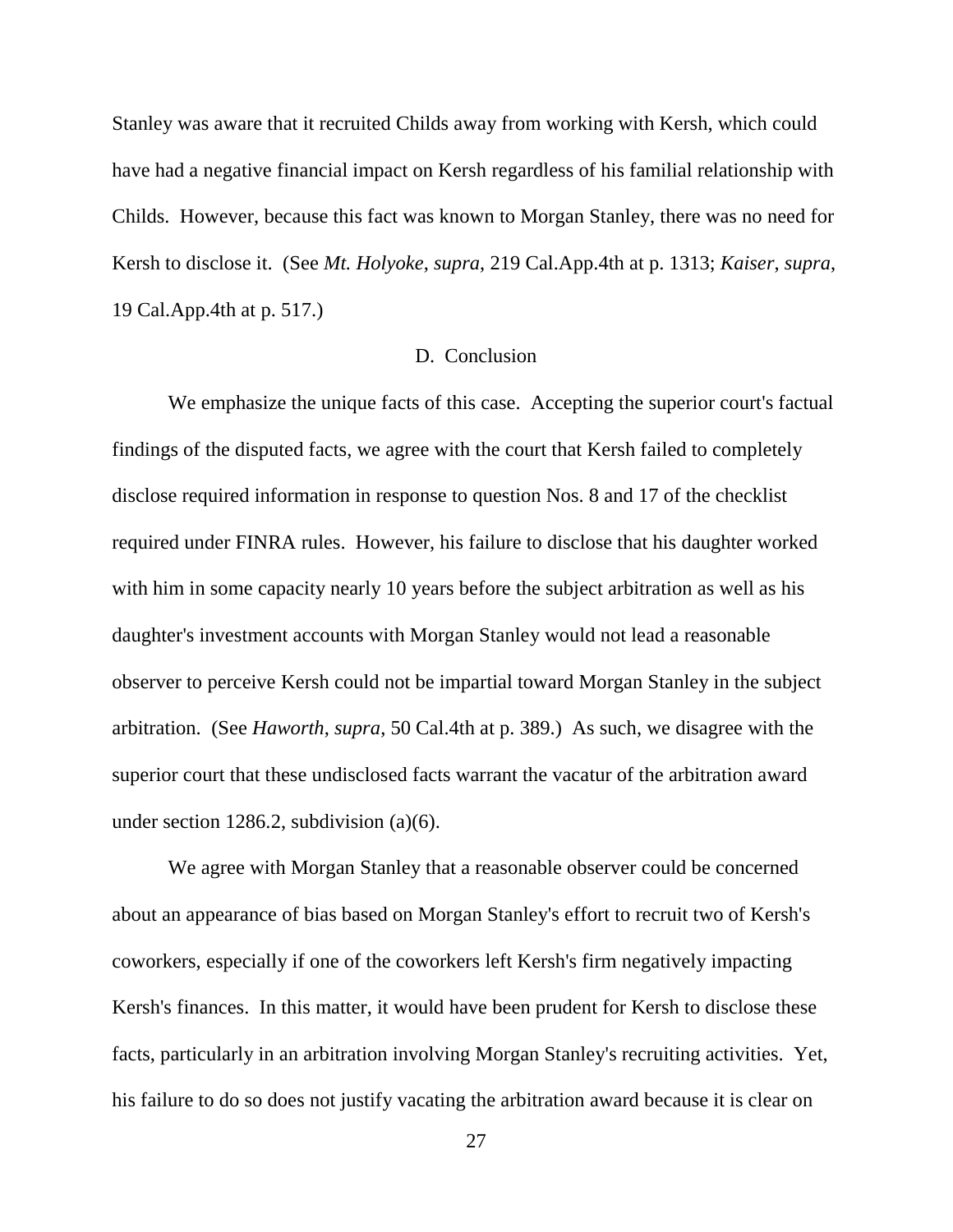Stanley was aware that it recruited Childs away from working with Kersh, which could have had a negative financial impact on Kersh regardless of his familial relationship with Childs. However, because this fact was known to Morgan Stanley, there was no need for Kersh to disclose it. (See *Mt. Holyoke*, *supra*, 219 Cal.App.4th at p. 1313; *Kaiser*, *supra*, 19 Cal.App.4th at p. 517.)

### D. Conclusion

We emphasize the unique facts of this case. Accepting the superior court's factual findings of the disputed facts, we agree with the court that Kersh failed to completely disclose required information in response to question Nos. 8 and 17 of the checklist required under FINRA rules. However, his failure to disclose that his daughter worked with him in some capacity nearly 10 years before the subject arbitration as well as his daughter's investment accounts with Morgan Stanley would not lead a reasonable observer to perceive Kersh could not be impartial toward Morgan Stanley in the subject arbitration. (See *Haworth*, *supra*, 50 Cal.4th at p. 389.) As such, we disagree with the superior court that these undisclosed facts warrant the vacatur of the arbitration award under section 1286.2, subdivision (a)(6).

We agree with Morgan Stanley that a reasonable observer could be concerned about an appearance of bias based on Morgan Stanley's effort to recruit two of Kersh's coworkers, especially if one of the coworkers left Kersh's firm negatively impacting Kersh's finances. In this matter, it would have been prudent for Kersh to disclose these facts, particularly in an arbitration involving Morgan Stanley's recruiting activities. Yet, his failure to do so does not justify vacating the arbitration award because it is clear on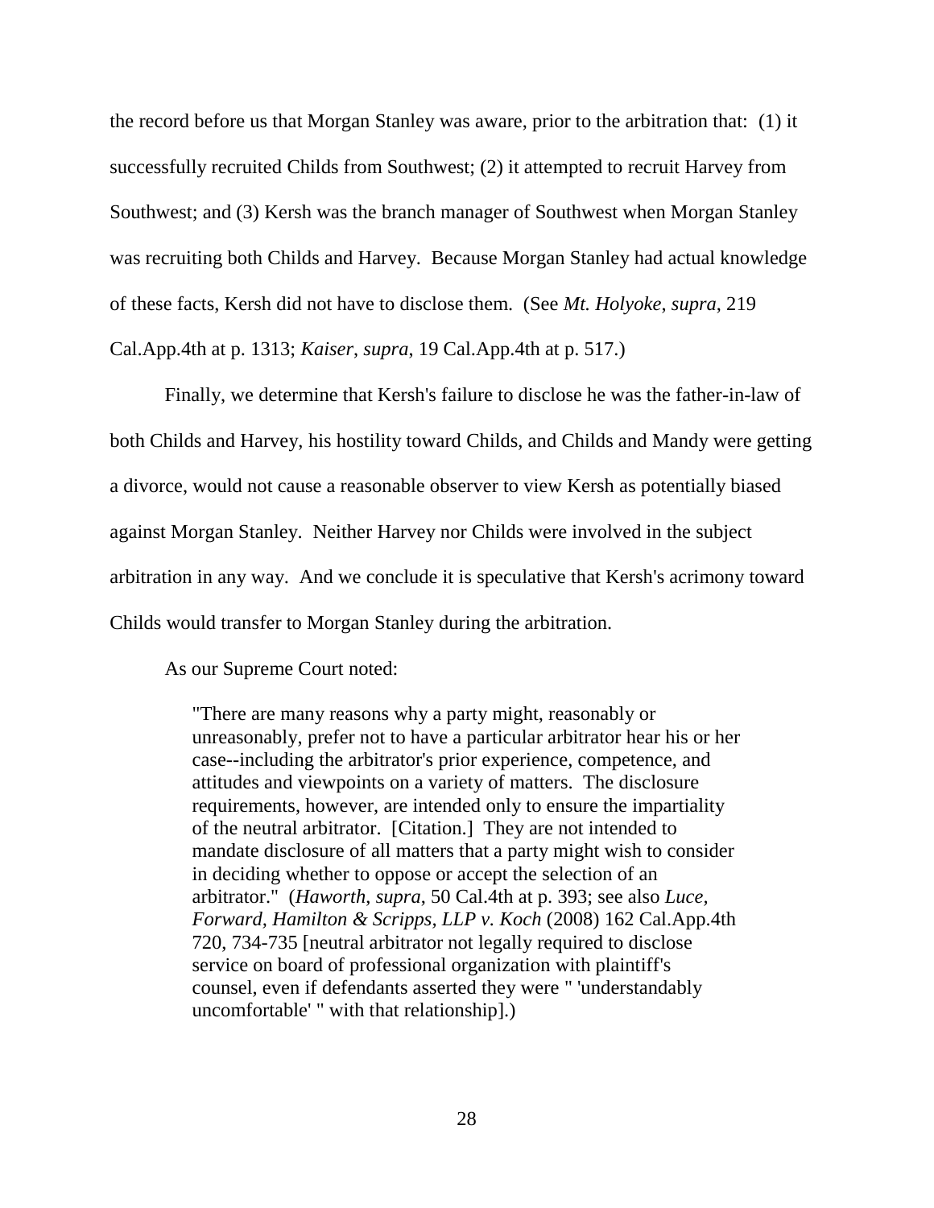the record before us that Morgan Stanley was aware, prior to the arbitration that: (1) it successfully recruited Childs from Southwest; (2) it attempted to recruit Harvey from Southwest; and (3) Kersh was the branch manager of Southwest when Morgan Stanley was recruiting both Childs and Harvey. Because Morgan Stanley had actual knowledge of these facts, Kersh did not have to disclose them. (See *Mt. Holyoke*, *supra*, 219 Cal.App.4th at p. 1313; *Kaiser*, *supra*, 19 Cal.App.4th at p. 517.)

Finally, we determine that Kersh's failure to disclose he was the father-in-law of both Childs and Harvey, his hostility toward Childs, and Childs and Mandy were getting a divorce, would not cause a reasonable observer to view Kersh as potentially biased against Morgan Stanley. Neither Harvey nor Childs were involved in the subject arbitration in any way. And we conclude it is speculative that Kersh's acrimony toward Childs would transfer to Morgan Stanley during the arbitration.

As our Supreme Court noted:

> "There are many reasons why a party might, reasonably or unreasonably, prefer not to have a particular arbitrator hear his or her case--including the arbitrator's prior experience, competence, and attitudes and viewpoints on a variety of matters. The disclosure requirements, however, are intended only to ensure the impartiality of the neutral arbitrator. [Citation.] They are not intended to mandate disclosure of all matters that a party might wish to consider in deciding whether to oppose or accept the selection of an arbitrator." (*Haworth*, *supra*, 50 Cal.4th at p. 393; see also *Luce, Forward, Hamilton & Scripps, LLP v. Koch* (2008) 162 Cal.App.4th 720, 734-735 [neutral arbitrator not legally required to disclose service on board of professional organization with plaintiff's counsel, even if defendants asserted they were " 'understandably uncomfortable' " with that relationship].)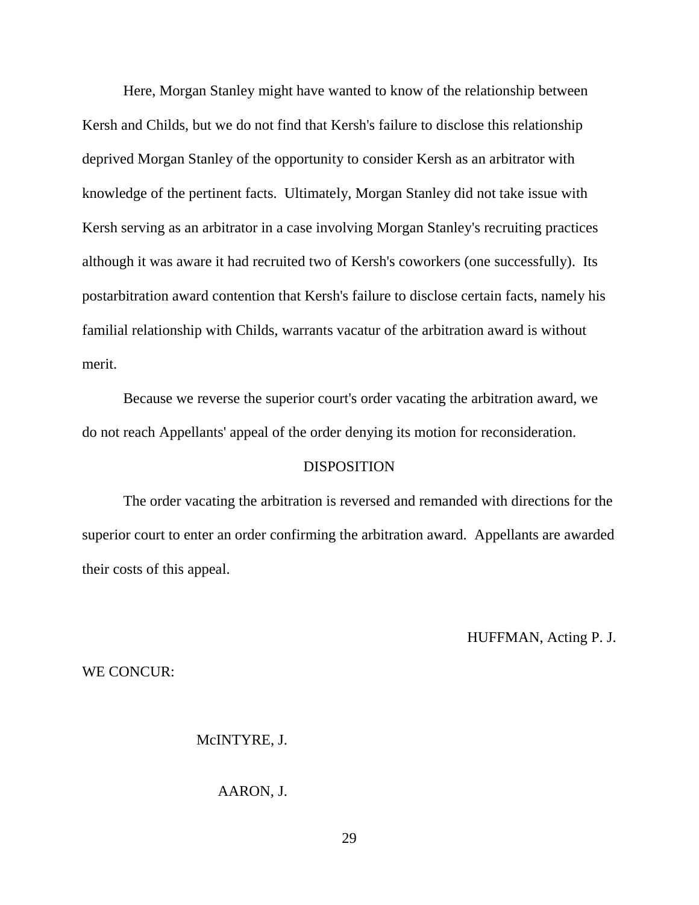Here, Morgan Stanley might have wanted to know of the relationship between Kersh and Childs, but we do not find that Kersh's failure to disclose this relationship deprived Morgan Stanley of the opportunity to consider Kersh as an arbitrator with knowledge of the pertinent facts. Ultimately, Morgan Stanley did not take issue with Kersh serving as an arbitrator in a case involving Morgan Stanley's recruiting practices although it was aware it had recruited two of Kersh's coworkers (one successfully). Its postarbitration award contention that Kersh's failure to disclose certain facts, namely his familial relationship with Childs, warrants vacatur of the arbitration award is without merit.

Because we reverse the superior court's order vacating the arbitration award, we do not reach Appellants' appeal of the order denying its motion for reconsideration.

## DISPOSITION

The order vacating the arbitration is reversed and remanded with directions for the superior court to enter an order confirming the arbitration award. Appellants are awarded their costs of this appeal.

HUFFMAN, Acting P. J.

WE CONCUR:

McINTYRE, J.

AARON, J.